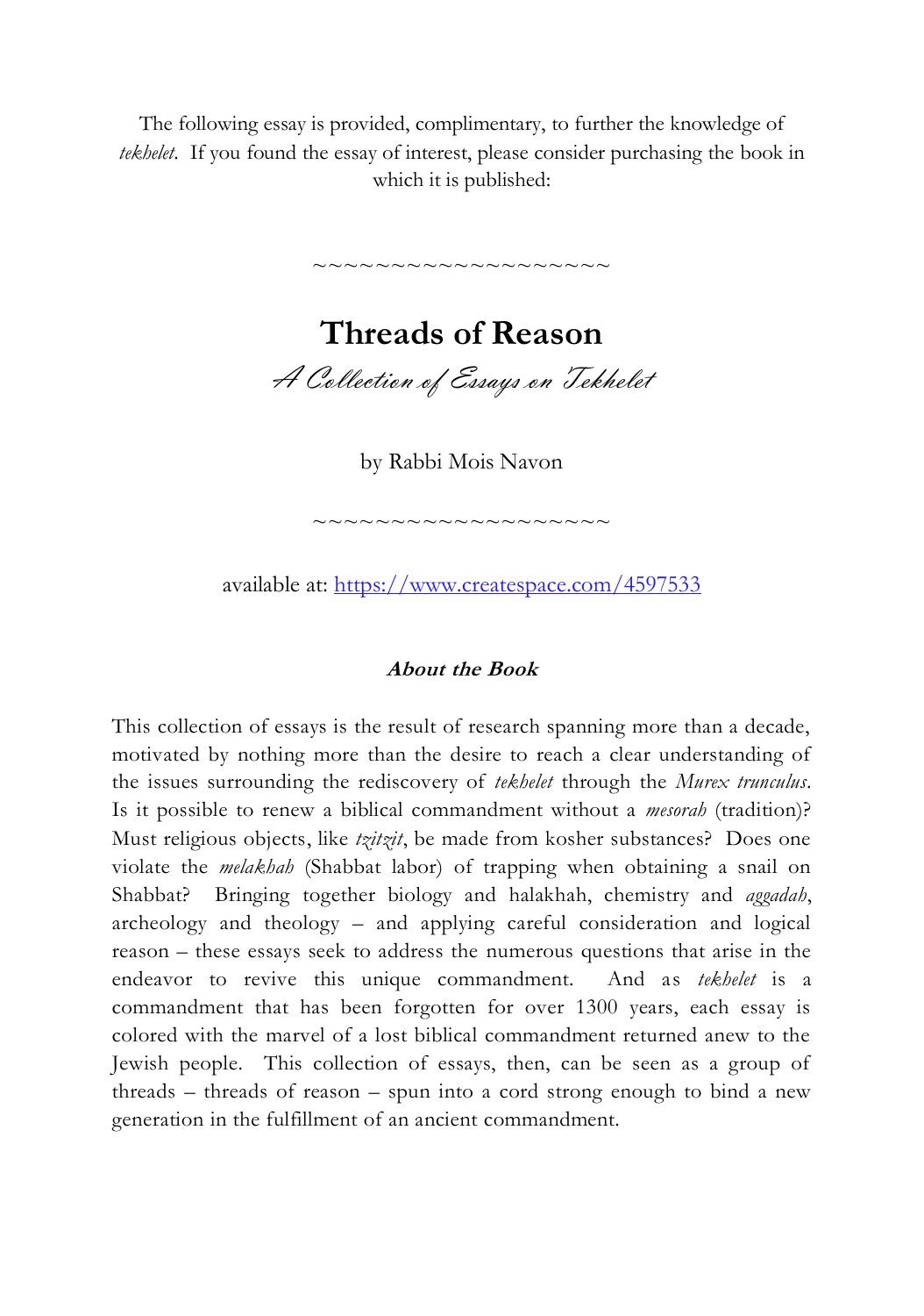The following essay is provided, complimentary, to further the knowledge of *tekhelet*. If you found the essay of interest, please consider purchasing the book in which it is published:

~~~~~~~~~~~~~~~~~~~

# Threads of Reason

*A Collection of Essays on Tekhelet*

by Rabbi Mois Navon

~~~~~~~~~~~~~~~~~~~

available at: https://www.createspace.com/4597533

***About the Book***

This collection of essays is the result of research spanning more than a decade, motivated by nothing more than the desire to reach a clear understanding of the issues surrounding the rediscovery of *tekhelet* through the *Murex trunculus*. Is it possible to renew a biblical commandment without a *mesorah* (tradition)? Must religious objects, like *tzitzit*, be made from kosher substances? Does one violate the *melakhah* (Shabbat labor) of trapping when obtaining a snail on Shabbat? Bringing together biology and halakhah, chemistry and *aggadah*, archeology and theology – and applying careful consideration and logical reason – these essays seek to address the numerous questions that arise in the endeavor to revive this unique commandment. And as *tekhelet* is a commandment that has been forgotten for over 1300 years, each essay is colored with the marvel of a lost biblical commandment returned anew to the Jewish people. This collection of essays, then, can be seen as a group of threads – threads of reason – spun into a cord strong enough to bind a new generation in the fulfillment of an ancient commandment.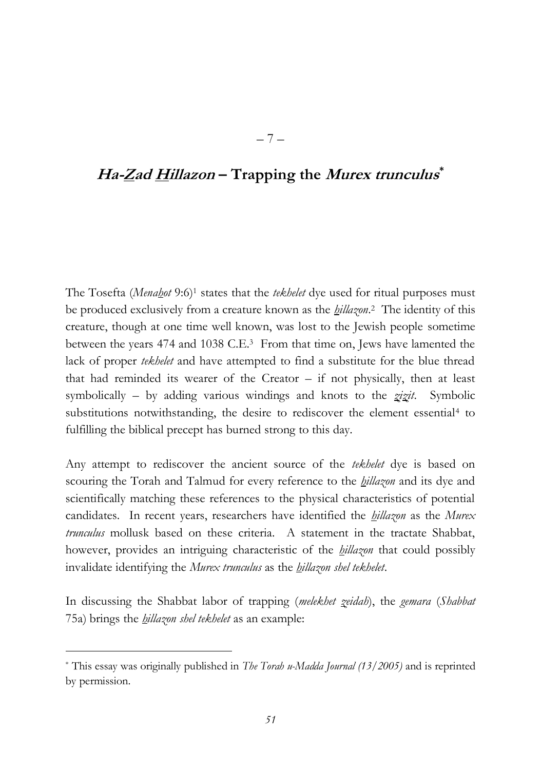– 7 –

# *Ha-Zad Hillazon* – Trapping the *Murex trunculus**

The Tosefta (*Menahot* 9:6)[1] states that the *tekhelet* dye used for ritual purposes must be produced exclusively from a creature known as the *hillazon*.[2] The identity of this creature, though at one time well known, was lost to the Jewish people sometime between the years 474 and 1038 C.E.[3] From that time on, Jews have lamented the lack of proper *tekhelet* and have attempted to find a substitute for the blue thread that had reminded its wearer of the Creator – if not physically, then at least symbolically – by adding various windings and knots to the *zizit*. Symbolic substitutions notwithstanding, the desire to rediscover the element essential[4] to fulfilling the biblical precept has burned strong to this day.

Any attempt to rediscover the ancient source of the *tekhelet* dye is based on scouring the Torah and Talmud for every reference to the *hillazon* and its dye and scientifically matching these references to the physical characteristics of potential candidates. In recent years, researchers have identified the *hillazon* as the *Murex trunculus* mollusk based on these criteria. A statement in the tractate Shabbat, however, provides an intriguing characteristic of the *hillazon* that could possibly invalidate identifying the *Murex trunculus* as the *hillazon shel tekhelet*.

In discussing the Shabbat labor of trapping (*melekhet zeidah*), the *gemara* (*Shabbat* 75a) brings the *hillazon shel tekhelet* as an example:

---

\* This essay was originally published in *The Torah u-Madda Journal (13/2005)* and is reprinted by permission.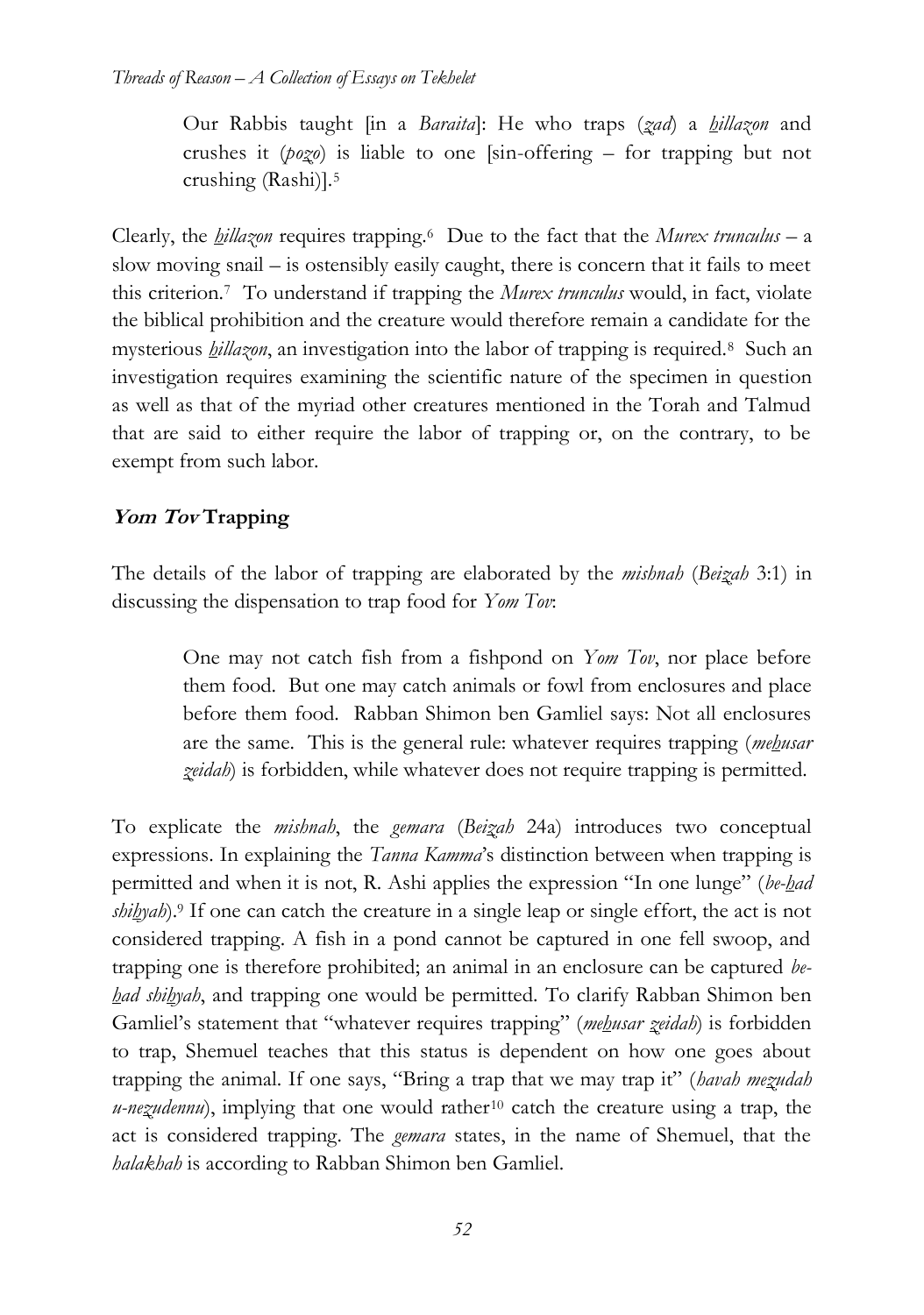> Our Rabbis taught [in a *Baraita*]: He who traps (*zad*) a *ḥillazon* and crushes it (*pozo*) is liable to one [sin-offering – for trapping but not crushing (Rashi)].[5]

Clearly, the *ḥillazon* requires trapping.[6] Due to the fact that the *Murex trunculus* – a slow moving snail – is ostensibly easily caught, there is concern that it fails to meet this criterion.[7] To understand if trapping the *Murex trunculus* would, in fact, violate the biblical prohibition and the creature would therefore remain a candidate for the mysterious *ḥillazon*, an investigation into the labor of trapping is required.[8] Such an investigation requires examining the scientific nature of the specimen in question as well as that of the myriad other creatures mentioned in the Torah and Talmud that are said to either require the labor of trapping or, on the contrary, to be exempt from such labor.

## *Yom Tov* Trapping

The details of the labor of trapping are elaborated by the *mishnah* (*Beizah* 3:1) in discussing the dispensation to trap food for *Yom Tov*:

> One may not catch fish from a fishpond on *Yom Tov*, nor place before them food. But one may catch animals or fowl from enclosures and place before them food. Rabban Shimon ben Gamliel says: Not all enclosures are the same. This is the general rule: whatever requires trapping (*meḥusar zeidah*) is forbidden, while whatever does not require trapping is permitted.

To explicate the *mishnah*, the *gemara* (*Beizah* 24a) introduces two conceptual expressions. In explaining the *Tanna Kamma*'s distinction between when trapping is permitted and when it is not, R. Ashi applies the expression "In one lunge" (*be-ḥad shiḥyah*).[9] If one can catch the creature in a single leap or single effort, the act is not considered trapping. A fish in a pond cannot be captured in one fell swoop, and trapping one is therefore prohibited; an animal in an enclosure can be captured *be-ḥad shiḥyah*, and trapping one would be permitted. To clarify Rabban Shimon ben Gamliel's statement that "whatever requires trapping" (*meḥusar zeidah*) is forbidden to trap, Shemuel teaches that this status is dependent on how one goes about trapping the animal. If one says, "Bring a trap that we may trap it" (*havah mezudah u-nezudennu*), implying that one would rather[10] catch the creature using a trap, the act is considered trapping. The *gemara* states, in the name of Shemuel, that the *halakhah* is according to Rabban Shimon ben Gamliel.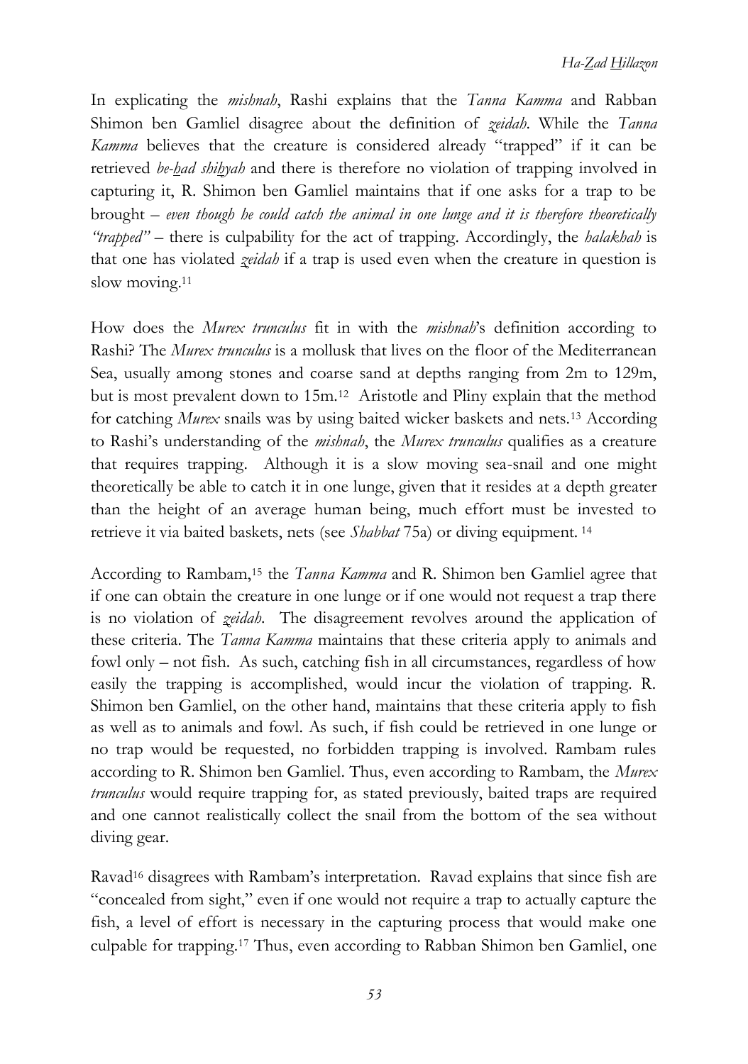In explicating the *mishnah*, Rashi explains that the *Tanna Kamma* and Rabban Shimon ben Gamliel disagree about the definition of *zeidah*. While the *Tanna Kamma* believes that the creature is considered already "trapped" if it can be retrieved *be-had shihyah* and there is therefore no violation of trapping involved in capturing it, R. Shimon ben Gamliel maintains that if one asks for a trap to be brought – *even though he could catch the animal in one lunge and it is therefore theoretically "trapped"* – there is culpability for the act of trapping. Accordingly, the *halakhah* is that one has violated *zeidah* if a trap is used even when the creature in question is slow moving.[11]

How does the *Murex trunculus* fit in with the *mishnah*'s definition according to Rashi? The *Murex trunculus* is a mollusk that lives on the floor of the Mediterranean Sea, usually among stones and coarse sand at depths ranging from 2m to 129m, but is most prevalent down to 15m.[12] Aristotle and Pliny explain that the method for catching *Murex* snails was by using baited wicker baskets and nets.[13] According to Rashi's understanding of the *mishnah*, the *Murex trunculus* qualifies as a creature that requires trapping. Although it is a slow moving sea-snail and one might theoretically be able to catch it in one lunge, given that it resides at a depth greater than the height of an average human being, much effort must be invested to retrieve it via baited baskets, nets (see *Shabbat* 75a) or diving equipment.[14]

According to Rambam,[15] the *Tanna Kamma* and R. Shimon ben Gamliel agree that if one can obtain the creature in one lunge or if one would not request a trap there is no violation of *zeidah*. The disagreement revolves around the application of these criteria. The *Tanna Kamma* maintains that these criteria apply to animals and fowl only – not fish. As such, catching fish in all circumstances, regardless of how easily the trapping is accomplished, would incur the violation of trapping. R. Shimon ben Gamliel, on the other hand, maintains that these criteria apply to fish as well as to animals and fowl. As such, if fish could be retrieved in one lunge or no trap would be requested, no forbidden trapping is involved. Rambam rules according to R. Shimon ben Gamliel. Thus, even according to Rambam, the *Murex trunculus* would require trapping for, as stated previously, baited traps are required and one cannot realistically collect the snail from the bottom of the sea without diving gear.

Ravad[16] disagrees with Rambam's interpretation. Ravad explains that since fish are "concealed from sight," even if one would not require a trap to actually capture the fish, a level of effort is necessary in the capturing process that would make one culpable for trapping.[17] Thus, even according to Rabban Shimon ben Gamliel, one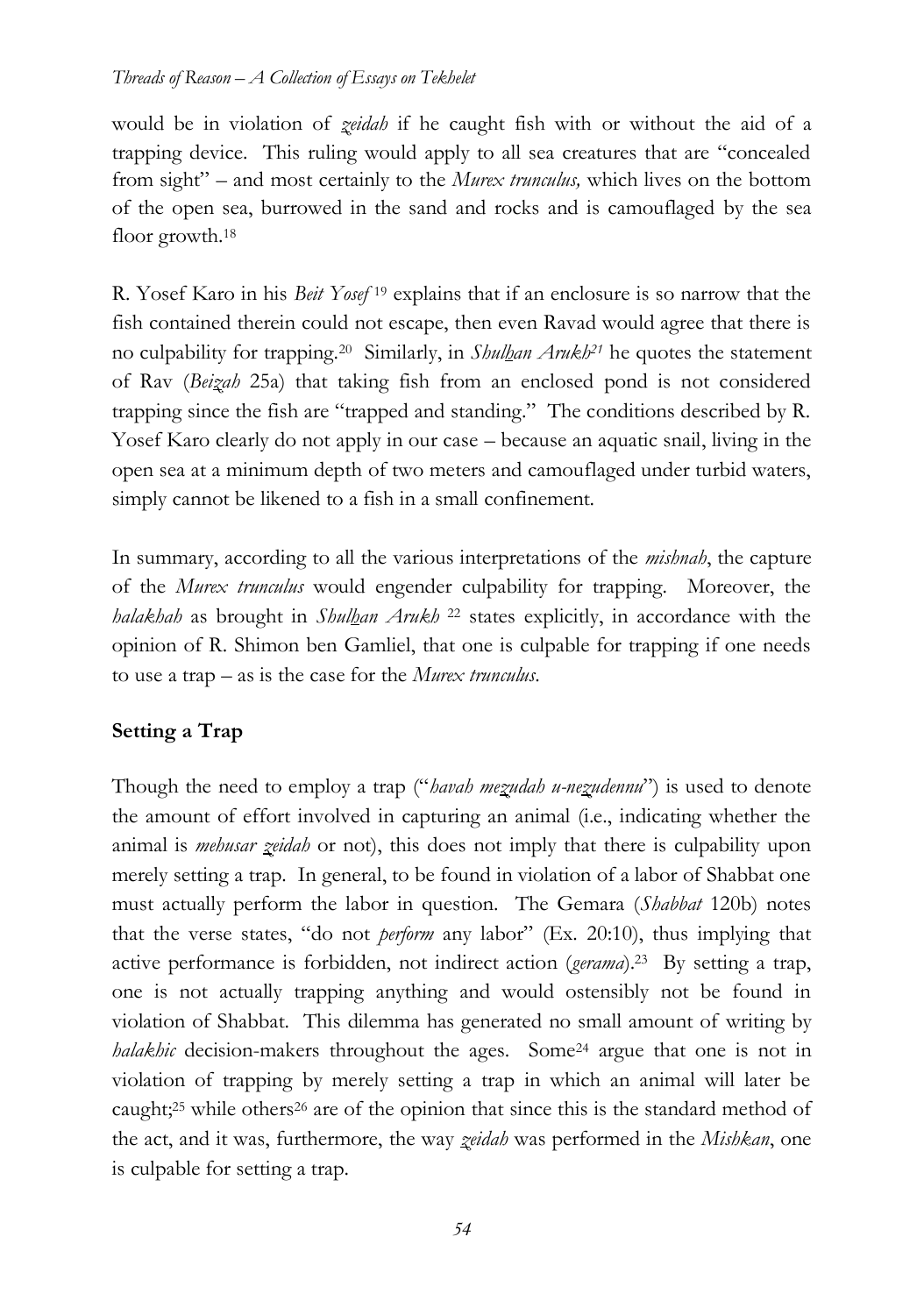would be in violation of *zeidah* if he caught fish with or without the aid of a trapping device. This ruling would apply to all sea creatures that are "concealed from sight" – and most certainly to the *Murex trunculus,* which lives on the bottom of the open sea, burrowed in the sand and rocks and is camouflaged by the sea floor growth.[18]

R. Yosef Karo in his *Beit Yosef*[19] explains that if an enclosure is so narrow that the fish contained therein could not escape, then even Ravad would agree that there is no culpability for trapping.[20] Similarly, in *Shulhan Arukh*[21] he quotes the statement of Rav (*Beizah* 25a) that taking fish from an enclosed pond is not considered trapping since the fish are "trapped and standing." The conditions described by R. Yosef Karo clearly do not apply in our case – because an aquatic snail, living in the open sea at a minimum depth of two meters and camouflaged under turbid waters, simply cannot be likened to a fish in a small confinement.

In summary, according to all the various interpretations of the *mishnah*, the capture of the *Murex trunculus* would engender culpability for trapping. Moreover, the *halakhah* as brought in *Shulhan Arukh*[22] states explicitly, in accordance with the opinion of R. Shimon ben Gamliel, that one is culpable for trapping if one needs to use a trap – as is the case for the *Murex trunculus*.

## Setting a Trap

Though the need to employ a trap ("*havah mezudah u-nezudennu*") is used to denote the amount of effort involved in capturing an animal (i.e., indicating whether the animal is *mehusar zeidah* or not), this does not imply that there is culpability upon merely setting a trap. In general, to be found in violation of a labor of Shabbat one must actually perform the labor in question. The Gemara (*Shabbat* 120b) notes that the verse states, "do not *perform* any labor" (Ex. 20:10), thus implying that active performance is forbidden, not indirect action (*gerama*).[23] By setting a trap, one is not actually trapping anything and would ostensibly not be found in violation of Shabbat. This dilemma has generated no small amount of writing by *halakhic* decision-makers throughout the ages. Some[24] argue that one is not in violation of trapping by merely setting a trap in which an animal will later be caught;[25] while others[26] are of the opinion that since this is the standard method of the act, and it was, furthermore, the way *zeidah* was performed in the *Mishkan*, one is culpable for setting a trap.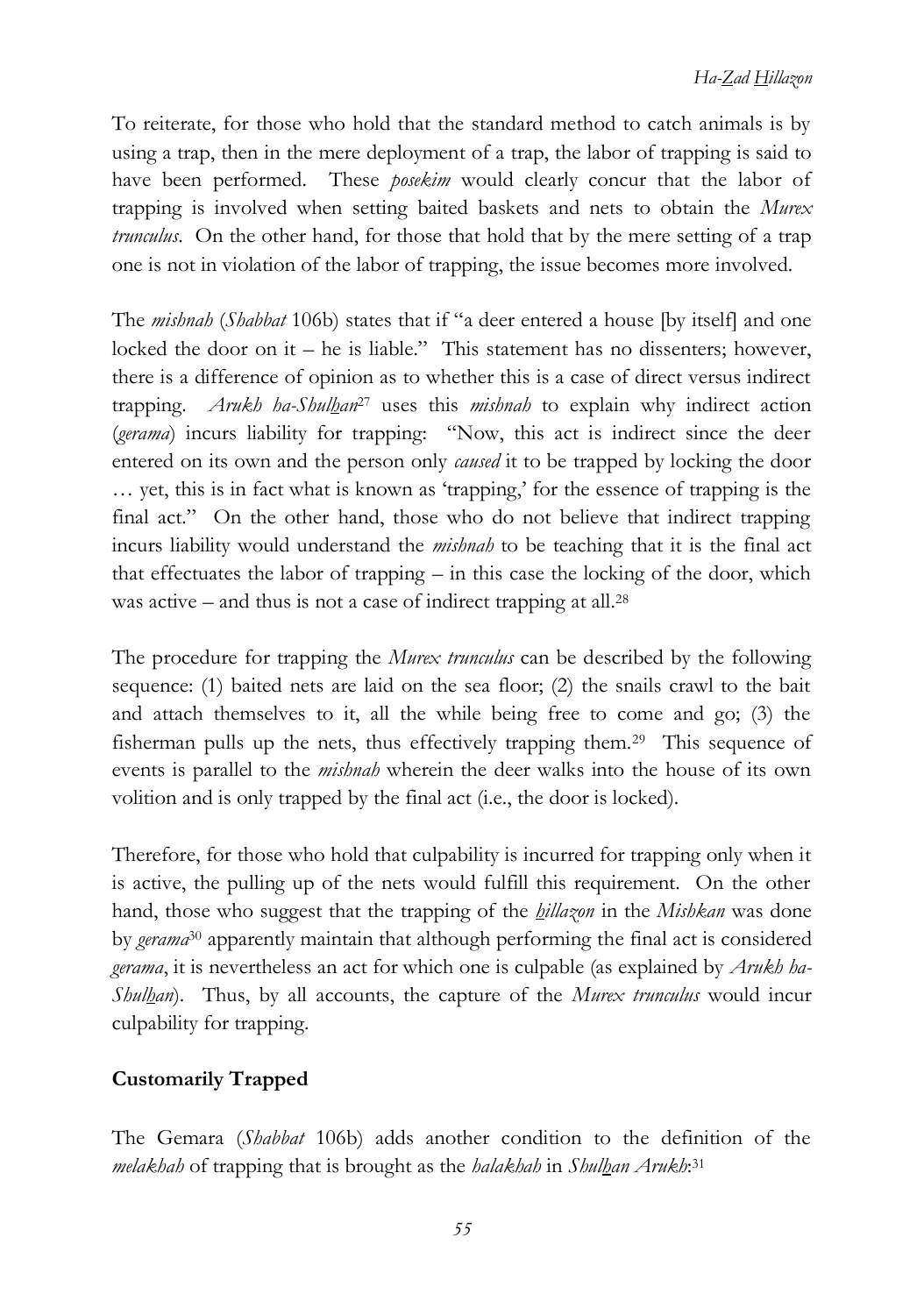To reiterate, for those who hold that the standard method to catch animals is by using a trap, then in the mere deployment of a trap, the labor of trapping is said to have been performed. These *posekim* would clearly concur that the labor of trapping is involved when setting baited baskets and nets to obtain the *Murex trunculus*. On the other hand, for those that hold that by the mere setting of a trap one is not in violation of the labor of trapping, the issue becomes more involved.

The *mishnah* (*Shabbat* 106b) states that if "a deer entered a house [by itself] and one locked the door on it – he is liable." This statement has no dissenters; however, there is a difference of opinion as to whether this is a case of direct versus indirect trapping. *Arukh ha-Shulhan*[27] uses this *mishnah* to explain why indirect action (*gerama*) incurs liability for trapping: "Now, this act is indirect since the deer entered on its own and the person only *caused* it to be trapped by locking the door … yet, this is in fact what is known as 'trapping,' for the essence of trapping is the final act." On the other hand, those who do not believe that indirect trapping incurs liability would understand the *mishnah* to be teaching that it is the final act that effectuates the labor of trapping – in this case the locking of the door, which was active – and thus is not a case of indirect trapping at all.[28]

The procedure for trapping the *Murex trunculus* can be described by the following sequence: (1) baited nets are laid on the sea floor; (2) the snails crawl to the bait and attach themselves to it, all the while being free to come and go; (3) the fisherman pulls up the nets, thus effectively trapping them.[29] This sequence of events is parallel to the *mishnah* wherein the deer walks into the house of its own volition and is only trapped by the final act (i.e., the door is locked).

Therefore, for those who hold that culpability is incurred for trapping only when it is active, the pulling up of the nets would fulfill this requirement. On the other hand, those who suggest that the trapping of the *hillazon* in the *Mishkan* was done by *gerama*[30] apparently maintain that although performing the final act is considered *gerama*, it is nevertheless an act for which one is culpable (as explained by *Arukh ha-Shulhan*). Thus, by all accounts, the capture of the *Murex trunculus* would incur culpability for trapping.

## Customarily Trapped

The Gemara (*Shabbat* 106b) adds another condition to the definition of the *melakhah* of trapping that is brought as the *halakhah* in *Shulhan Arukh*:[31]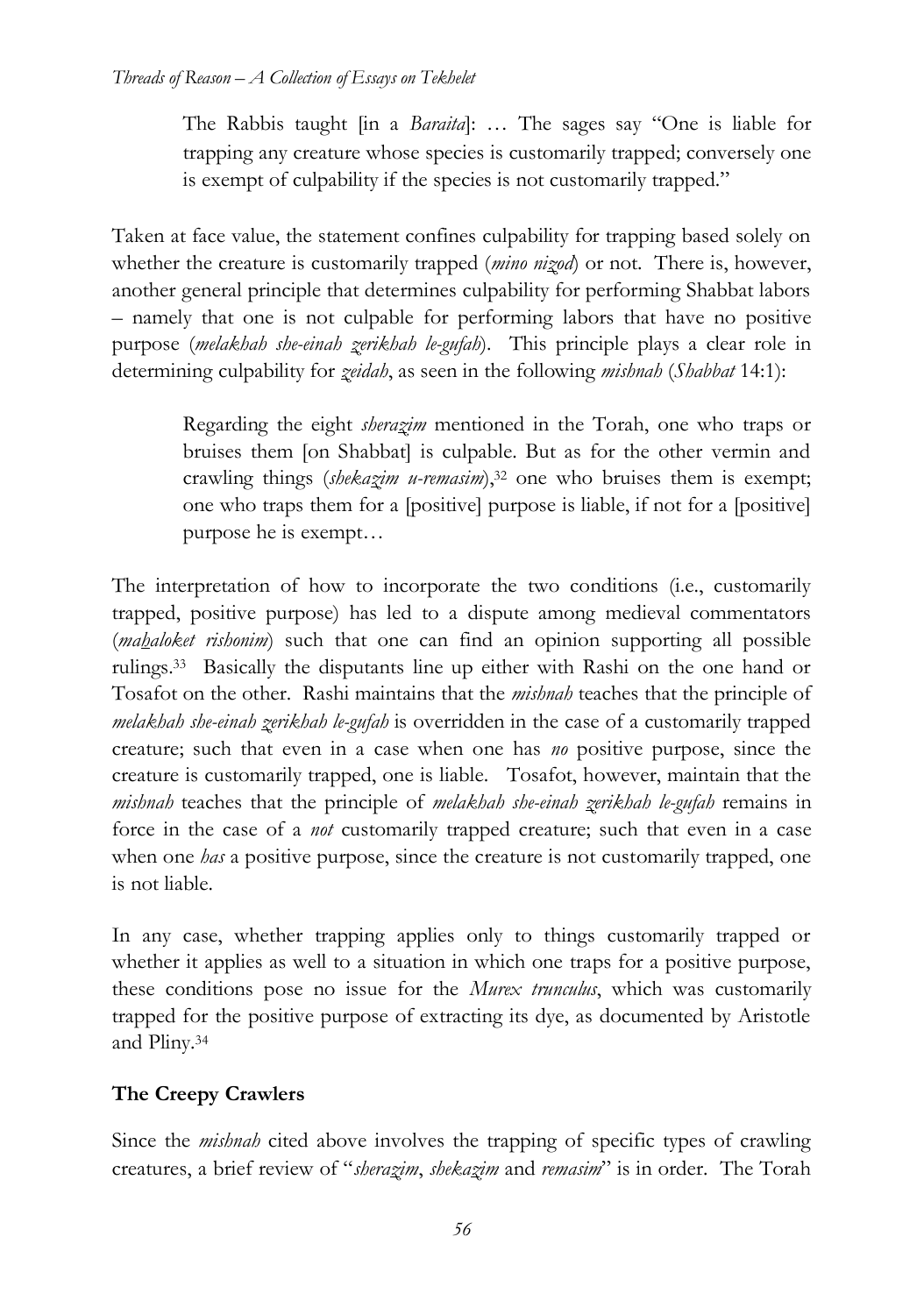> The Rabbis taught [in a *Baraita*]: … The sages say "One is liable for trapping any creature whose species is customarily trapped; conversely one is exempt of culpability if the species is not customarily trapped."

Taken at face value, the statement confines culpability for trapping based solely on whether the creature is customarily trapped (*mino nizod*) or not. There is, however, another general principle that determines culpability for performing Shabbat labors – namely that one is not culpable for performing labors that have no positive purpose (*melakhah she-einah zerikhah le-gufah*). This principle plays a clear role in determining culpability for *zeidah*, as seen in the following *mishnah* (*Shabbat* 14:1):

> Regarding the eight *sherazim* mentioned in the Torah, one who traps or bruises them [on Shabbat] is culpable. But as for the other vermin and crawling things (*shekazim u-remasim*),[32] one who bruises them is exempt; one who traps them for a [positive] purpose is liable, if not for a [positive] purpose he is exempt…

The interpretation of how to incorporate the two conditions (i.e., customarily trapped, positive purpose) has led to a dispute among medieval commentators (*mahaloket rishonim*) such that one can find an opinion supporting all possible rulings.[33] Basically the disputants line up either with Rashi on the one hand or Tosafot on the other. Rashi maintains that the *mishnah* teaches that the principle of *melakhah she-einah zerikhah le-gufah* is overridden in the case of a customarily trapped creature; such that even in a case when one has *no* positive purpose, since the creature is customarily trapped, one is liable. Tosafot, however, maintain that the *mishnah* teaches that the principle of *melakhah she-einah zerikhah le-gufah* remains in force in the case of a *not* customarily trapped creature; such that even in a case when one *has* a positive purpose, since the creature is not customarily trapped, one is not liable.

In any case, whether trapping applies only to things customarily trapped or whether it applies as well to a situation in which one traps for a positive purpose, these conditions pose no issue for the *Murex trunculus*, which was customarily trapped for the positive purpose of extracting its dye, as documented by Aristotle and Pliny.[34]

**The Creepy Crawlers**

Since the *mishnah* cited above involves the trapping of specific types of crawling creatures, a brief review of "*sherazim*, *shekazim* and *remasim*" is in order. The Torah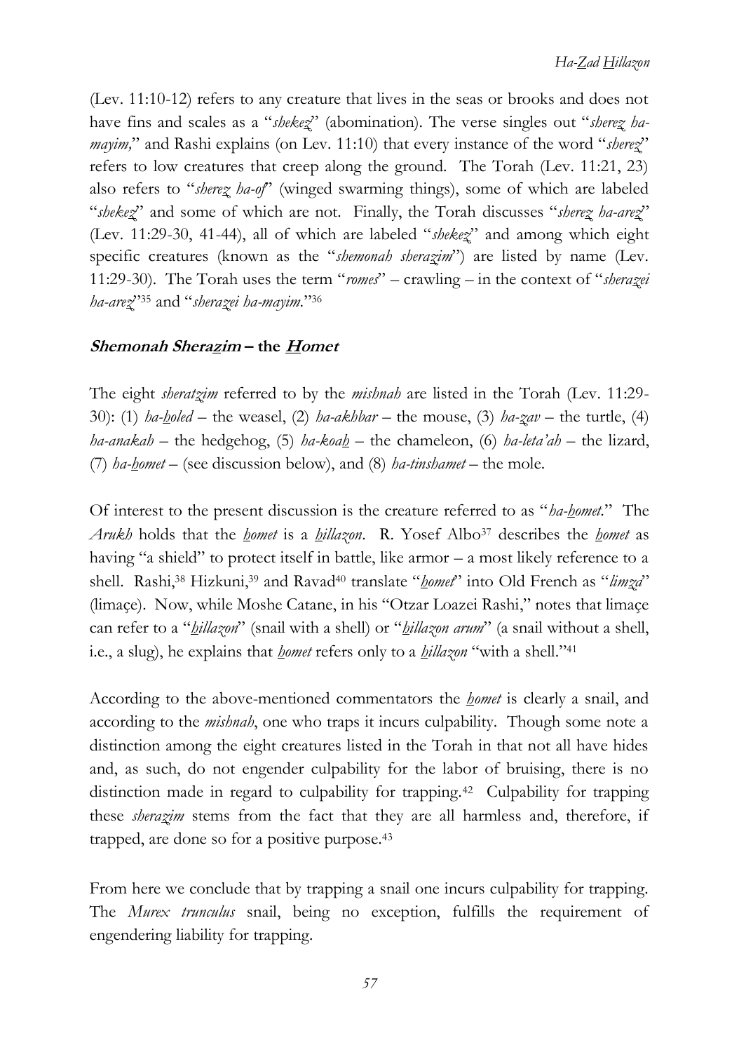(Lev. 11:10-12) refers to any creature that lives in the seas or brooks and does not have fins and scales as a "*shekez*" (abomination). The verse singles out "*sherez ha-mayim,*" and Rashi explains (on Lev. 11:10) that every instance of the word "*sherez*" refers to low creatures that creep along the ground. The Torah (Lev. 11:21, 23) also refers to "*sherez ha-of*" (winged swarming things), some of which are labeled "*shekez*" and some of which are not. Finally, the Torah discusses "*sherez ha-arez*" (Lev. 11:29-30, 41-44), all of which are labeled "*shekez*" and among which eight specific creatures (known as the "*shemonah sherazim*") are listed by name (Lev. 11:29-30). The Torah uses the term "*romes*" – crawling – in the context of "*sherazei ha-arez*"[35] and "*sherazei ha-mayim*."[36]

### ***Shemonah Sherazim* – the *Homet***

The eight *sheratzim* referred to by the *mishnah* are listed in the Torah (Lev. 11:29-30): (1) *ha-holed* – the weasel, (2) *ha-akhbar* – the mouse, (3) *ha-zav* – the turtle, (4) *ha-anakah* – the hedgehog, (5) *ha-koah* – the chameleon, (6) *ha-leta'ah* – the lizard, (7) *ha-homet* – (see discussion below), and (8) *ha-tinshamet* – the mole.

Of interest to the present discussion is the creature referred to as "*ha-homet*." The *Arukh* holds that the *homet* is a *hillazon*. R. Yosef Albo[37] describes the *homet* as having "a shield" to protect itself in battle, like armor – a most likely reference to a shell. Rashi,[38] Hizkuni,[39] and Ravad[40] translate "*homet*" into Old French as "*limza*" (limaçe). Now, while Moshe Catane, in his "Otzar Loazei Rashi," notes that limaçe can refer to a "*hillazon*" (snail with a shell) or "*hillazon arum*" (a snail without a shell, i.e., a slug), he explains that *homet* refers only to a *hillazon* "with a shell."[41]

According to the above-mentioned commentators the *homet* is clearly a snail, and according to the *mishnah*, one who traps it incurs culpability. Though some note a distinction among the eight creatures listed in the Torah in that not all have hides and, as such, do not engender culpability for the labor of bruising, there is no distinction made in regard to culpability for trapping.[42] Culpability for trapping these *sherazim* stems from the fact that they are all harmless and, therefore, if trapped, are done so for a positive purpose.[43]

From here we conclude that by trapping a snail one incurs culpability for trapping. The *Murex trunculus* snail, being no exception, fulfills the requirement of engendering liability for trapping.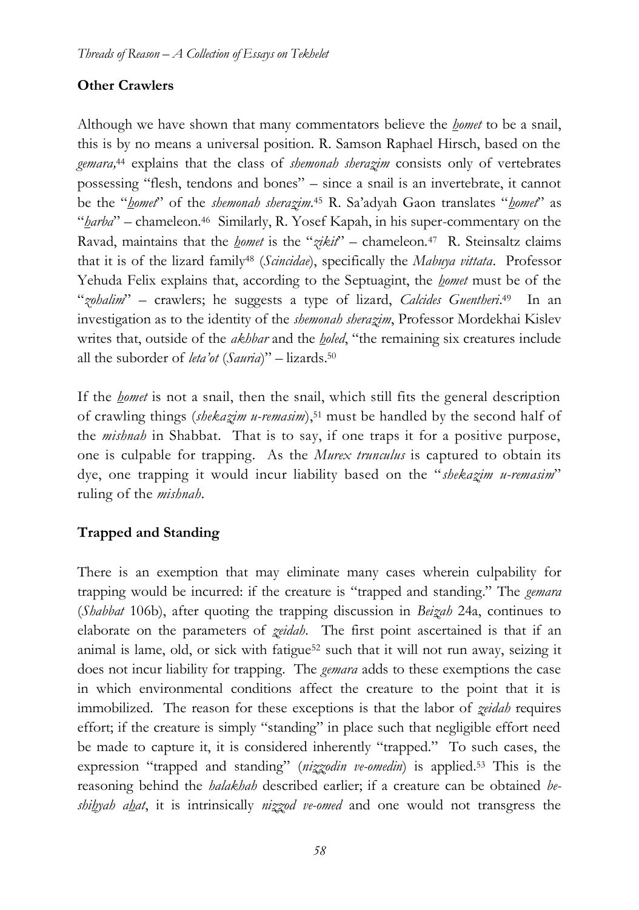## Other Crawlers

Although we have shown that many commentators believe the *homet* to be a snail, this is by no means a universal position. R. Samson Raphael Hirsch, based on the *gemara*,[44] explains that the class of *shemonah sherazim* consists only of vertebrates possessing "flesh, tendons and bones" – since a snail is an invertebrate, it cannot be the "*homet*" of the *shemonah sherazim*.[45] R. Sa'adyah Gaon translates "*homet*" as "*harba*" – chameleon.[46] Similarly, R. Yosef Kapah, in his super-commentary on the Ravad, maintains that the *homet* is the "*zikit*" – chameleon.[47] R. Steinsaltz claims that it is of the lizard family[48] (*Scincidae*), specifically the *Mabuya vittata*. Professor Yehuda Felix explains that, according to the Septuagint, the *homet* must be of the "*zohalim*" – crawlers; he suggests a type of lizard, *Calcides Guentheri*.[49] In an investigation as to the identity of the *shemonah sherazim*, Professor Mordekhai Kislev writes that, outside of the *akhbar* and the *holed*, "the remaining six creatures include all the suborder of *leta'ot* (*Sauria*)" – lizards.[50]

If the *homet* is not a snail, then the snail, which still fits the general description of crawling things (*shekazim u-remasim*),[51] must be handled by the second half of the *mishnah* in Shabbat. That is to say, if one traps it for a positive purpose, one is culpable for trapping. As the *Murex trunculus* is captured to obtain its dye, one trapping it would incur liability based on the "*shekazim u-remasim*" ruling of the *mishnah*.

## Trapped and Standing

There is an exemption that may eliminate many cases wherein culpability for trapping would be incurred: if the creature is "trapped and standing." The *gemara* (*Shabbat* 106b), after quoting the trapping discussion in *Beizah* 24a, continues to elaborate on the parameters of *zeidah*. The first point ascertained is that if an animal is lame, old, or sick with fatigue[52] such that it will not run away, seizing it does not incur liability for trapping. The *gemara* adds to these exemptions the case in which environmental conditions affect the creature to the point that it is immobilized. The reason for these exceptions is that the labor of *zeidah* requires effort; if the creature is simply "standing" in place such that negligible effort need be made to capture it, it is considered inherently "trapped." To such cases, the expression "trapped and standing" (*nizzodin ve-omedin*) is applied.[53] This is the reasoning behind the *halakhah* described earlier; if a creature can be obtained *be-shihyah ahat*, it is intrinsically *nizzod ve-omed* and one would not transgress the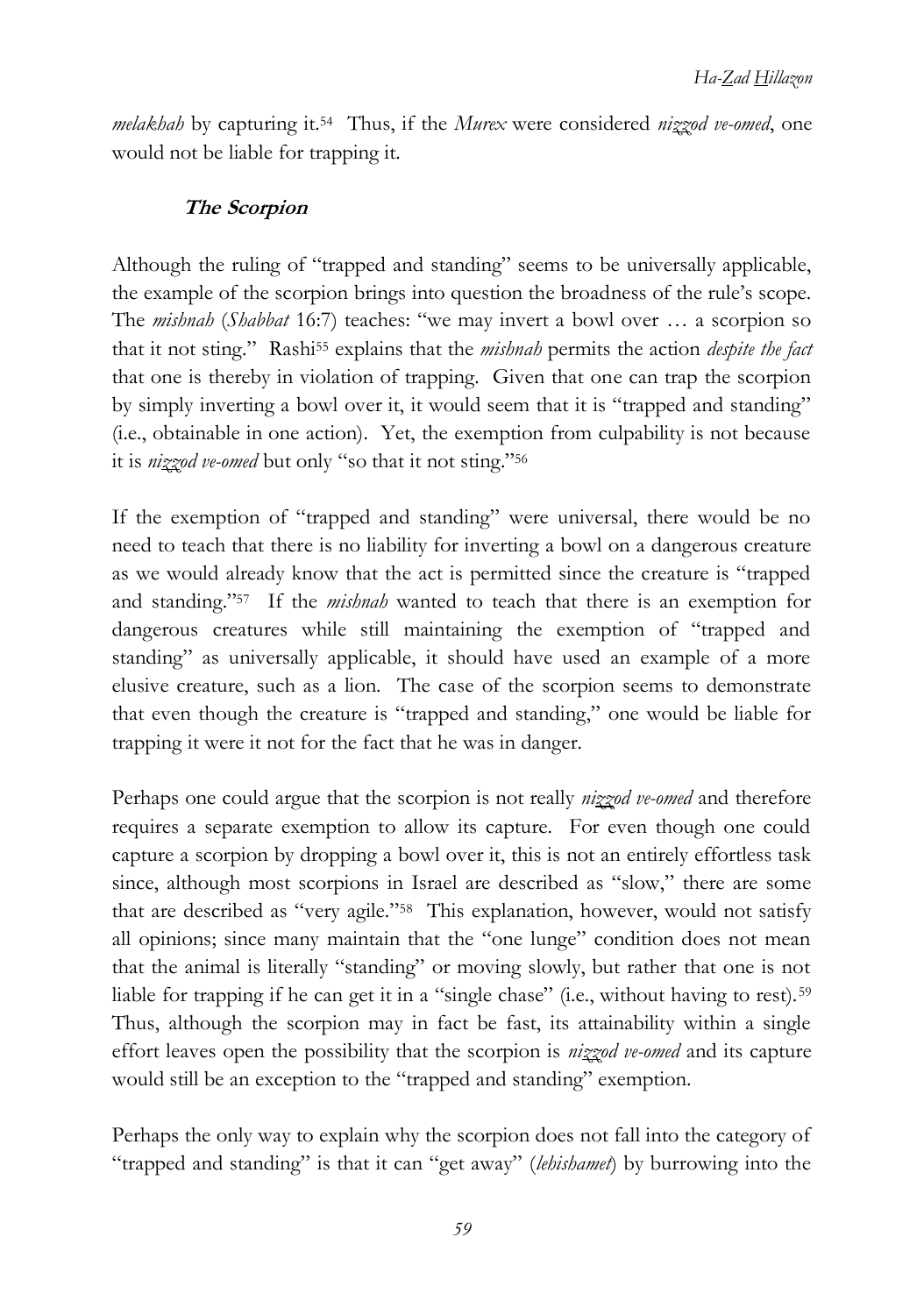*melakhah* by capturing it.[54] Thus, if the *Murex* were considered *nizzod ve-omed*, one would not be liable for trapping it.

### ***The Scorpion***

Although the ruling of "trapped and standing" seems to be universally applicable, the example of the scorpion brings into question the broadness of the rule's scope. The *mishnah* (*Shabbat* 16:7) teaches: "we may invert a bowl over … a scorpion so that it not sting." Rashi[55] explains that the *mishnah* permits the action *despite the fact* that one is thereby in violation of trapping. Given that one can trap the scorpion by simply inverting a bowl over it, it would seem that it is "trapped and standing" (i.e., obtainable in one action). Yet, the exemption from culpability is not because it is *nizzod ve-omed* but only "so that it not sting."[56]

If the exemption of "trapped and standing" were universal, there would be no need to teach that there is no liability for inverting a bowl on a dangerous creature as we would already know that the act is permitted since the creature is "trapped and standing."[57] If the *mishnah* wanted to teach that there is an exemption for dangerous creatures while still maintaining the exemption of "trapped and standing" as universally applicable, it should have used an example of a more elusive creature, such as a lion. The case of the scorpion seems to demonstrate that even though the creature is "trapped and standing," one would be liable for trapping it were it not for the fact that he was in danger.

Perhaps one could argue that the scorpion is not really *nizzod ve-omed* and therefore requires a separate exemption to allow its capture. For even though one could capture a scorpion by dropping a bowl over it, this is not an entirely effortless task since, although most scorpions in Israel are described as "slow," there are some that are described as "very agile."[58] This explanation, however, would not satisfy all opinions; since many maintain that the "one lunge" condition does not mean that the animal is literally "standing" or moving slowly, but rather that one is not liable for trapping if he can get it in a "single chase" (i.e., without having to rest).[59] Thus, although the scorpion may in fact be fast, its attainability within a single effort leaves open the possibility that the scorpion is *nizzod ve-omed* and its capture would still be an exception to the "trapped and standing" exemption.

Perhaps the only way to explain why the scorpion does not fall into the category of "trapped and standing" is that it can "get away" (*lehishamet*) by burrowing into the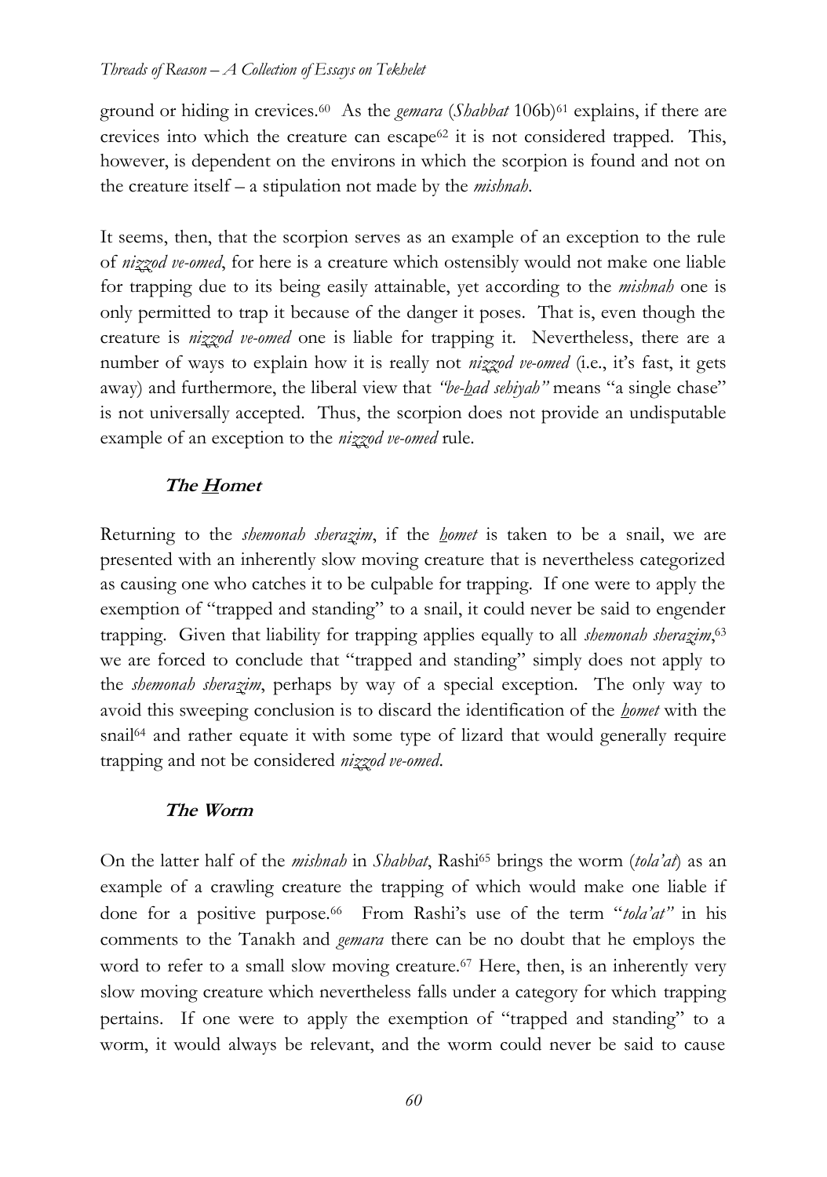ground or hiding in crevices.[60] As the *gemara* (*Shabbat* 106b)[61] explains, if there are crevices into which the creature can escape[62] it is not considered trapped. This, however, is dependent on the environs in which the scorpion is found and not on the creature itself – a stipulation not made by the *mishnah*.

It seems, then, that the scorpion serves as an example of an exception to the rule of *nizzod ve-omed*, for here is a creature which ostensibly would not make one liable for trapping due to its being easily attainable, yet according to the *mishnah* one is only permitted to trap it because of the danger it poses. That is, even though the creature is *nizzod ve-omed* one is liable for trapping it. Nevertheless, there are a number of ways to explain how it is really not *nizzod ve-omed* (i.e., it's fast, it gets away) and furthermore, the liberal view that *"be-had sehiyah"* means "a single chase" is not universally accepted. Thus, the scorpion does not provide an undisputable example of an exception to the *nizzod ve-omed* rule.

### The Homet

Returning to the *shemonah sherazim*, if the *homet* is taken to be a snail, we are presented with an inherently slow moving creature that is nevertheless categorized as causing one who catches it to be culpable for trapping. If one were to apply the exemption of "trapped and standing" to a snail, it could never be said to engender trapping. Given that liability for trapping applies equally to all *shemonah sherazim*,[63] we are forced to conclude that "trapped and standing" simply does not apply to the *shemonah sherazim*, perhaps by way of a special exception. The only way to avoid this sweeping conclusion is to discard the identification of the *homet* with the snail[64] and rather equate it with some type of lizard that would generally require trapping and not be considered *nizzod ve-omed*.

### The Worm

On the latter half of the *mishnah* in *Shabbat*, Rashi[65] brings the worm (*tola'at*) as an example of a crawling creature the trapping of which would make one liable if done for a positive purpose.[66] From Rashi's use of the term "*tola'at"* in his comments to the Tanakh and *gemara* there can be no doubt that he employs the word to refer to a small slow moving creature.[67] Here, then, is an inherently very slow moving creature which nevertheless falls under a category for which trapping pertains. If one were to apply the exemption of "trapped and standing" to a worm, it would always be relevant, and the worm could never be said to cause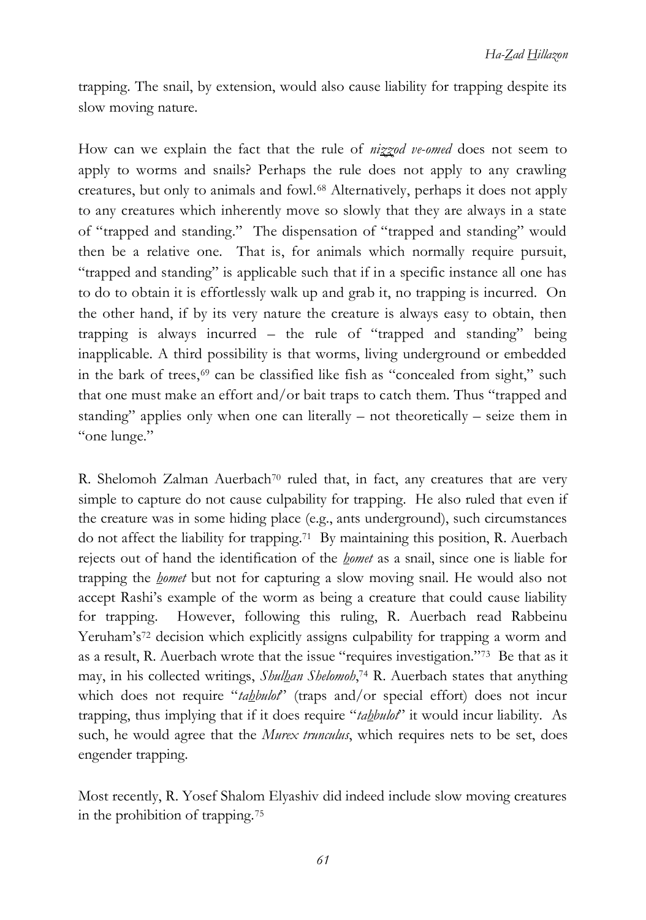trapping. The snail, by extension, would also cause liability for trapping despite its slow moving nature.

How can we explain the fact that the rule of *nizzod ve-omed* does not seem to apply to worms and snails? Perhaps the rule does not apply to any crawling creatures, but only to animals and fowl.[68] Alternatively, perhaps it does not apply to any creatures which inherently move so slowly that they are always in a state of "trapped and standing." The dispensation of "trapped and standing" would then be a relative one. That is, for animals which normally require pursuit, "trapped and standing" is applicable such that if in a specific instance all one has to do to obtain it is effortlessly walk up and grab it, no trapping is incurred. On the other hand, if by its very nature the creature is always easy to obtain, then trapping is always incurred – the rule of "trapped and standing" being inapplicable. A third possibility is that worms, living underground or embedded in the bark of trees,[69] can be classified like fish as "concealed from sight," such that one must make an effort and/or bait traps to catch them. Thus "trapped and standing" applies only when one can literally – not theoretically – seize them in "one lunge."

R. Shelomoh Zalman Auerbach[70] ruled that, in fact, any creatures that are very simple to capture do not cause culpability for trapping. He also ruled that even if the creature was in some hiding place (e.g., ants underground), such circumstances do not affect the liability for trapping.[71] By maintaining this position, R. Auerbach rejects out of hand the identification of the *homet* as a snail, since one is liable for trapping the *homet* but not for capturing a slow moving snail. He would also not accept Rashi's example of the worm as being a creature that could cause liability for trapping. However, following this ruling, R. Auerbach read Rabbeinu Yeruham's[72] decision which explicitly assigns culpability for trapping a worm and as a result, R. Auerbach wrote that the issue "requires investigation."[73] Be that as it may, in his collected writings, *Shulhan Shelomoh*,[74] R. Auerbach states that anything which does not require "*tahbulot*" (traps and/or special effort) does not incur trapping, thus implying that if it does require "*tahbulot*" it would incur liability. As such, he would agree that the *Murex trunculus*, which requires nets to be set, does engender trapping.

Most recently, R. Yosef Shalom Elyashiv did indeed include slow moving creatures in the prohibition of trapping.[75]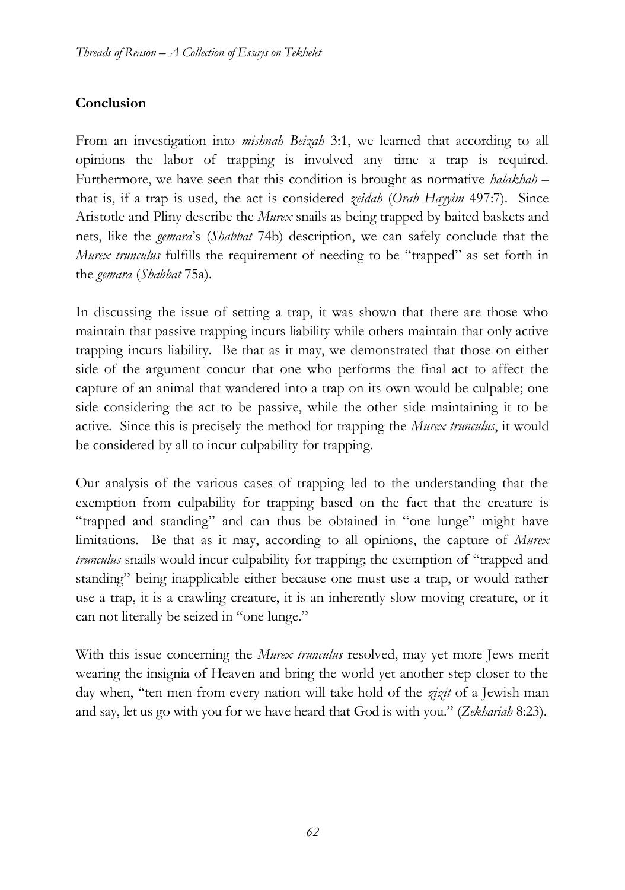**Conclusion**

From an investigation into *mishnah Beizah* 3:1, we learned that according to all opinions the labor of trapping is involved any time a trap is required. Furthermore, we have seen that this condition is brought as normative *halakhah* – that is, if a trap is used, the act is considered *zeidah* (*Orah Hayyim* 497:7). Since Aristotle and Pliny describe the *Murex* snails as being trapped by baited baskets and nets, like the *gemara*'s (*Shabbat* 74b) description, we can safely conclude that the *Murex trunculus* fulfills the requirement of needing to be "trapped" as set forth in the *gemara* (*Shabbat* 75a).

In discussing the issue of setting a trap, it was shown that there are those who maintain that passive trapping incurs liability while others maintain that only active trapping incurs liability. Be that as it may, we demonstrated that those on either side of the argument concur that one who performs the final act to affect the capture of an animal that wandered into a trap on its own would be culpable; one side considering the act to be passive, while the other side maintaining it to be active. Since this is precisely the method for trapping the *Murex trunculus*, it would be considered by all to incur culpability for trapping.

Our analysis of the various cases of trapping led to the understanding that the exemption from culpability for trapping based on the fact that the creature is "trapped and standing" and can thus be obtained in "one lunge" might have limitations. Be that as it may, according to all opinions, the capture of *Murex trunculus* snails would incur culpability for trapping; the exemption of "trapped and standing" being inapplicable either because one must use a trap, or would rather use a trap, it is a crawling creature, it is an inherently slow moving creature, or it can not literally be seized in "one lunge."

With this issue concerning the *Murex trunculus* resolved, may yet more Jews merit wearing the insignia of Heaven and bring the world yet another step closer to the day when, "ten men from every nation will take hold of the *zizit* of a Jewish man and say, let us go with you for we have heard that God is with you." (*Zekhariah* 8:23).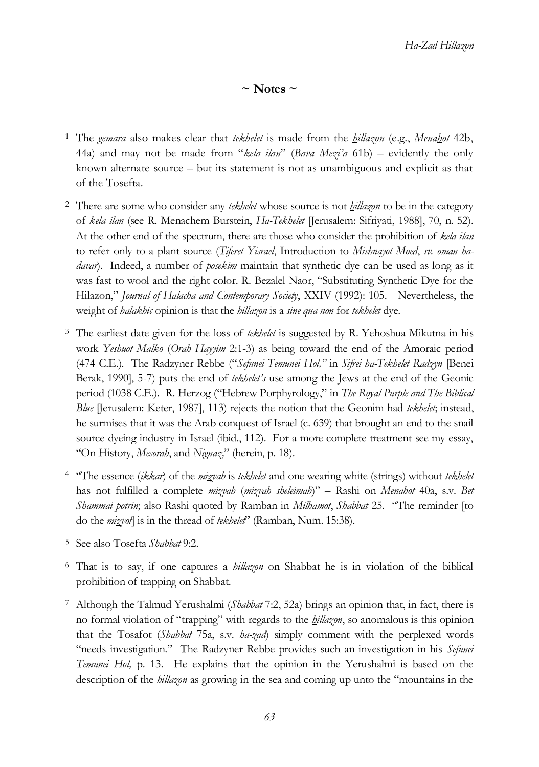## ~ Notes ~

1 The *gemara* also makes clear that *tekhelet* is made from the *hillazon* (e.g., *Menahot* 42b, 44a) and may not be made from "*kela ilan*" (*Bava Mezi'a* 61b) – evidently the only known alternate source – but its statement is not as unambiguous and explicit as that of the Tosefta.

2 There are some who consider any *tekhelet* whose source is not *hillazon* to be in the category of *kela ilan* (see R. Menachem Burstein, *Ha-Tekhelet* [Jerusalem: Sifriyati, 1988], 70, n. 52). At the other end of the spectrum, there are those who consider the prohibition of *kela ilan* to refer only to a plant source (*Tiferet Yisrael*, Introduction to *Mishnayot Moed*, *sv. oman ha-davar*). Indeed, a number of *posekim* maintain that synthetic dye can be used as long as it was fast to wool and the right color. R. Bezalel Naor, "Substituting Synthetic Dye for the Hilazon," *Journal of Halacha and Contemporary Society*, XXIV (1992): 105. Nevertheless, the weight of *halakhic* opinion is that the *hillazon* is a *sine qua non* for *tekhelet* dye.

3 The earliest date given for the loss of *tekhelet* is suggested by R. Yehoshua Mikutna in his work *Yeshuot Malko* (*Orah Hayyim* 2:1-3) as being toward the end of the Amoraic period (474 C.E.). The Radzyner Rebbe ("*Sefunei Temunei Hol,*" in *Sifrei ha-Tekhelet Radzyn* [Benei Berak, 1990], 5-7) puts the end of *tekhelet's* use among the Jews at the end of the Geonic period (1038 C.E.). R. Herzog ("Hebrew Porphyrology," in *The Royal Purple and The Biblical Blue* [Jerusalem: Keter, 1987], 113) rejects the notion that the Geonim had *tekhelet*; instead, he surmises that it was the Arab conquest of Israel (c. 639) that brought an end to the snail source dyeing industry in Israel (ibid., 112). For a more complete treatment see my essay, "On History, *Mesorah*, and *Nignaz,*" (herein, p. 18).

4 "The essence (*ikkar*) of the *mizvah* is *tekhelet* and one wearing white (strings) without *tekhelet* has not fulfilled a complete *mizvah* (*mizvah sheleimah*)" – Rashi on *Menahot* 40a, s.v. *Bet Shammai potrin*; also Rashi quoted by Ramban in *Milhamot*, *Shabbat* 25. "The reminder [to do the *mizvot*] is in the thread of *tekhelet*" (Ramban, Num. 15:38).

5 See also Tosefta *Shabbat* 9:2.

6 That is to say, if one captures a *hillazon* on Shabbat he is in violation of the biblical prohibition of trapping on Shabbat.

7 Although the Talmud Yerushalmi (*Shabbat* 7:2, 52a) brings an opinion that, in fact, there is no formal violation of "trapping" with regards to the *hillazon*, so anomalous is this opinion that the Tosafot (*Shabbat* 75a, s.v. *ha-zad*) simply comment with the perplexed words "needs investigation." The Radzyner Rebbe provides such an investigation in his *Sefunei Temunei Hol,* p. 13. He explains that the opinion in the Yerushalmi is based on the description of the *hillazon* as growing in the sea and coming up unto the "mountains in the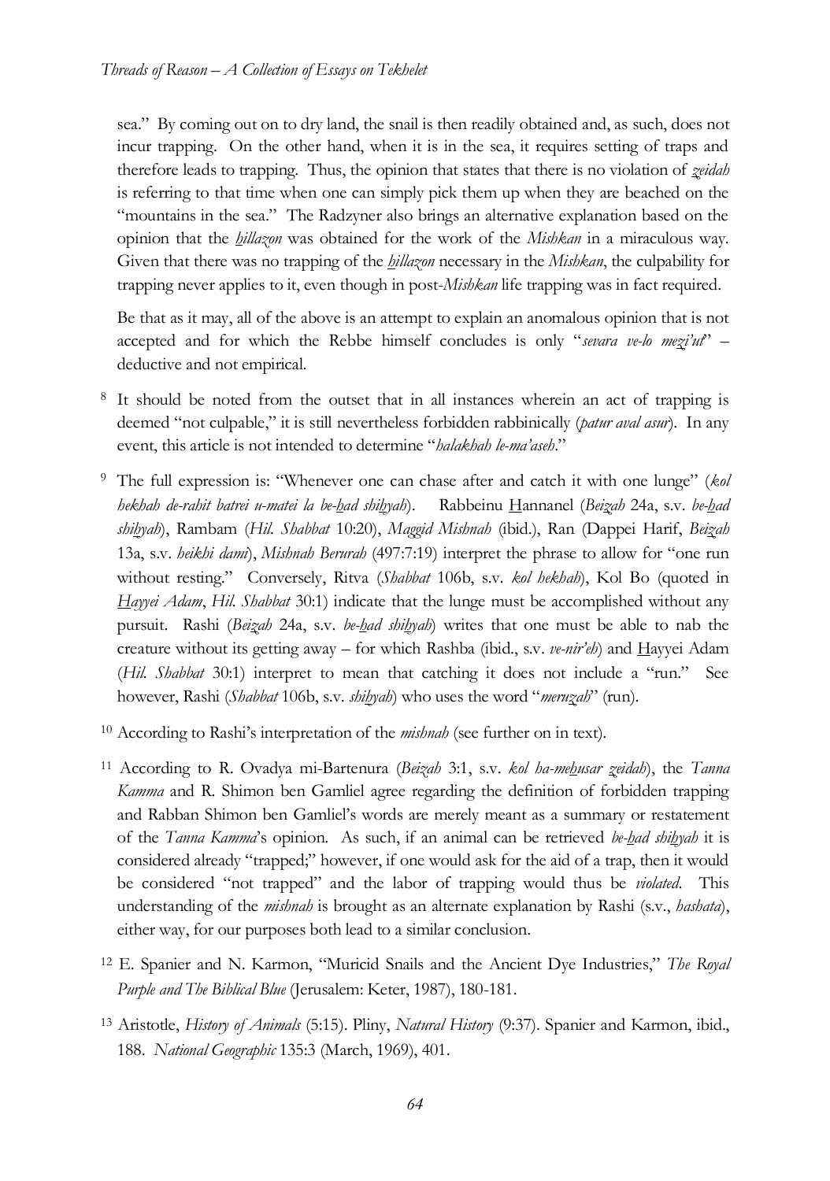sea." By coming out on to dry land, the snail is then readily obtained and, as such, does not incur trapping. On the other hand, when it is in the sea, it requires setting of traps and therefore leads to trapping. Thus, the opinion that states that there is no violation of *zeidah* is referring to that time when one can simply pick them up when they are beached on the "mountains in the sea." The Radzyner also brings an alternative explanation based on the opinion that the *hillazon* was obtained for the work of the *Mishkan* in a miraculous way. Given that there was no trapping of the *hillazon* necessary in the *Mishkan*, the culpability for trapping never applies to it, even though in post-*Mishkan* life trapping was in fact required.

Be that as it may, all of the above is an attempt to explain an anomalous opinion that is not accepted and for which the Rebbe himself concludes is only "*sevara ve-lo mezi'ut*" – deductive and not empirical.

[8] It should be noted from the outset that in all instances wherein an act of trapping is deemed "not culpable," it is still nevertheless forbidden rabbinically (*patur aval asur*). In any event, this article is not intended to determine "*halakhah le-ma'aseh*."

[9] The full expression is: "Whenever one can chase after and catch it with one lunge" (*kol hekhah de-rahit batrei u-matei la be-had shihyah*). Rabbeinu Hannanel (*Beizah* 24a, s.v. *be-had shihyah*), Rambam (*Hil. Shabbat* 10:20), *Maggid Mishnah* (ibid.), Ran (Dappei Harif, *Beizah* 13a, s.v. *heikhi dami*), *Mishnah Berurah* (497:7:19) interpret the phrase to allow for "one run without resting." Conversely, Ritva (*Shabbat* 106b, s.v. *kol hekhah*), Kol Bo (quoted in *Hayyei Adam*, *Hil. Shabbat* 30:1) indicate that the lunge must be accomplished without any pursuit. Rashi (*Beizah* 24a, s.v. *be-had shihyah*) writes that one must be able to nab the creature without its getting away – for which Rashba (ibid., s.v. *ve-nir'eh*) and Hayyei Adam (*Hil. Shabbat* 30:1) interpret to mean that catching it does not include a "run." See however, Rashi (*Shabbat* 106b, s.v. *shihyah*) who uses the word "*meruzah*" (run).

[10] According to Rashi's interpretation of the *mishnah* (see further on in text).

[11] According to R. Ovadya mi-Bartenura (*Beizah* 3:1, s.v. *kol ha-mehusar zeidah*), the *Tanna Kamma* and R. Shimon ben Gamliel agree regarding the definition of forbidden trapping and Rabban Shimon ben Gamliel's words are merely meant as a summary or restatement of the *Tanna Kamma*'s opinion. As such, if an animal can be retrieved *be-had shihyah* it is considered already "trapped;" however, if one would ask for the aid of a trap, then it would be considered "not trapped" and the labor of trapping would thus be *violated*. This understanding of the *mishnah* is brought as an alternate explanation by Rashi (s.v., *hashata*), either way, for our purposes both lead to a similar conclusion.

[12] E. Spanier and N. Karmon, "Muricid Snails and the Ancient Dye Industries," *The Royal Purple and The Biblical Blue* (Jerusalem: Keter, 1987), 180-181.

[13] Aristotle, *History of Animals* (5:15). Pliny, *Natural History* (9:37). Spanier and Karmon, ibid., 188. *National Geographic* 135:3 (March, 1969), 401.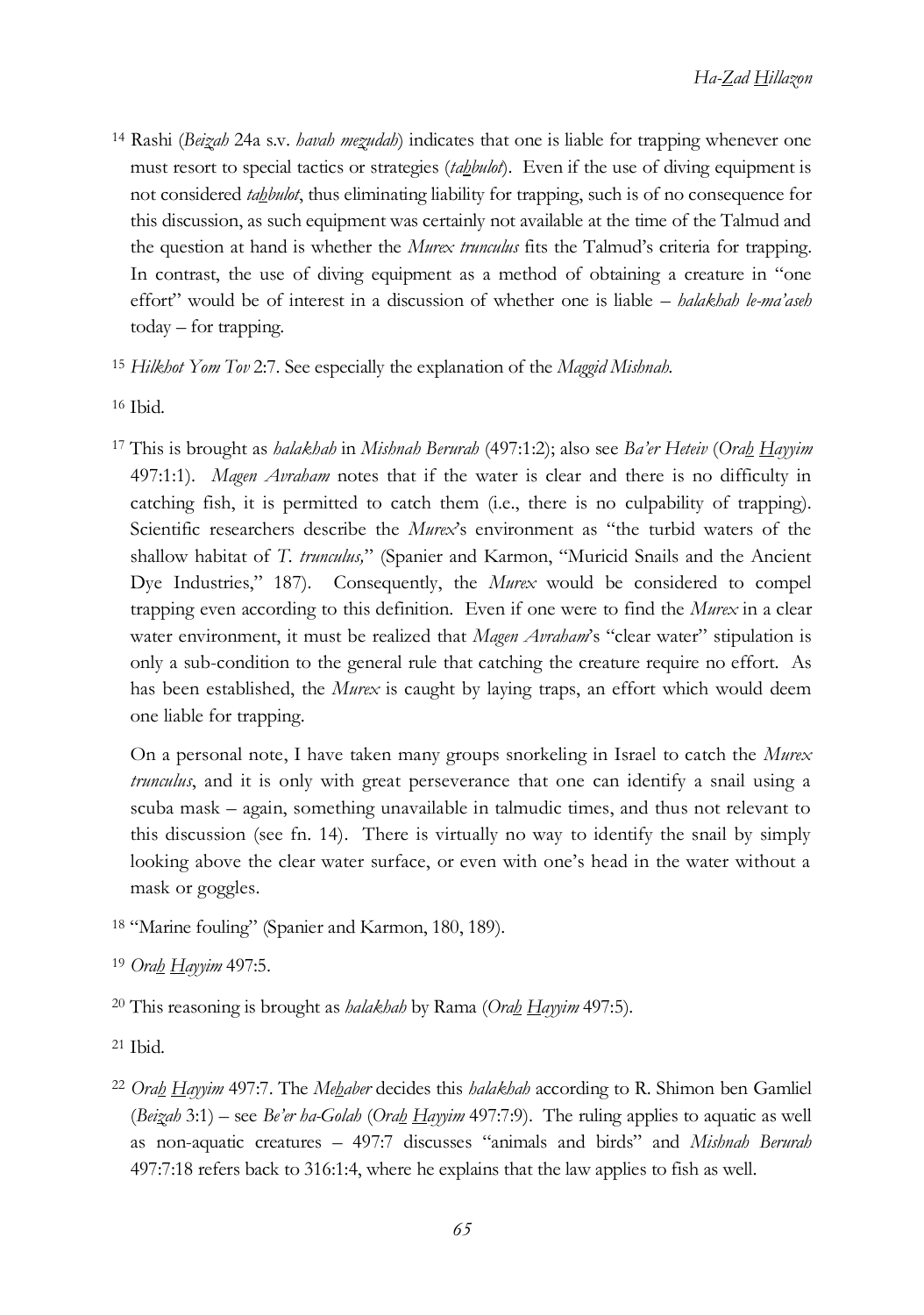[14] Rashi (*Beizah* 24a s.v. *havah mezudah*) indicates that one is liable for trapping whenever one must resort to special tactics or strategies (*tahbulot*). Even if the use of diving equipment is not considered *tahbulot*, thus eliminating liability for trapping, such is of no consequence for this discussion, as such equipment was certainly not available at the time of the Talmud and the question at hand is whether the *Murex trunculus* fits the Talmud's criteria for trapping. In contrast, the use of diving equipment as a method of obtaining a creature in "one effort" would be of interest in a discussion of whether one is liable – *halakhah le-ma'aseh* today – for trapping.

[15] *Hilkhot Yom Tov* 2:7. See especially the explanation of the *Maggid Mishnah*.

[16] Ibid.

[17] This is brought as *halakhah* in *Mishnah Berurah* (497:1:2); also see *Ba'er Heteiv* (*Orah Hayyim* 497:1:1). *Magen Avraham* notes that if the water is clear and there is no difficulty in catching fish, it is permitted to catch them (i.e., there is no culpability of trapping). Scientific researchers describe the *Murex*'s environment as "the turbid waters of the shallow habitat of *T. trunculus,*" (Spanier and Karmon, "Muricid Snails and the Ancient Dye Industries," 187). Consequently, the *Murex* would be considered to compel trapping even according to this definition. Even if one were to find the *Murex* in a clear water environment, it must be realized that *Magen Avraham*'s "clear water" stipulation is only a sub-condition to the general rule that catching the creature require no effort. As has been established, the *Murex* is caught by laying traps, an effort which would deem one liable for trapping.

On a personal note, I have taken many groups snorkeling in Israel to catch the *Murex trunculus*, and it is only with great perseverance that one can identify a snail using a scuba mask – again, something unavailable in talmudic times, and thus not relevant to this discussion (see fn. 14). There is virtually no way to identify the snail by simply looking above the clear water surface, or even with one's head in the water without a mask or goggles.

[18] "Marine fouling" (Spanier and Karmon, 180, 189).

[19] *Orah Hayyim* 497:5.

[20] This reasoning is brought as *halakhah* by Rama (*Orah Hayyim* 497:5).

[21] Ibid.

[22] *Orah Hayyim* 497:7. The *Mehaber* decides this *halakhah* according to R. Shimon ben Gamliel (*Beizah* 3:1) – see *Be'er ha-Golah* (*Orah Hayyim* 497:7:9). The ruling applies to aquatic as well as non-aquatic creatures – 497:7 discusses "animals and birds" and *Mishnah Berurah* 497:7:18 refers back to 316:1:4, where he explains that the law applies to fish as well.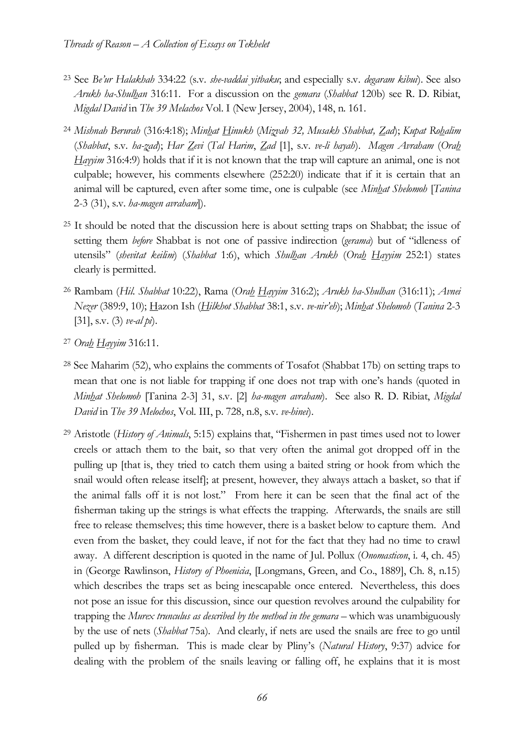[23] See *Be'ur Halakhah* 334:22 (s.v. *she-vaddai yitbaku*; and especially s.v. *degaram kibui*). See also *Arukh ha-Shulhan* 316:11. For a discussion on the *gemara* (*Shabbat* 120b) see R. D. Ribiat, *Migdal David* in *The 39 Melachos* Vol. I (New Jersey, 2004), 148, n. 161.

[24] *Mishnah Berurah* (316:4:18); *Minhat Hinukh* (*Mizvah 32, Musakh Shabbat, Zad*); *Kupat Rohalim* (*Shabbat*, s.v. *ha-zad*); *Har Zevi* (*Tal Harim*, *Zad* [1], s.v. *ve-li hayah*). *Magen Avraham* (*Orah Hayyim* 316:4:9) holds that if it is not known that the trap will capture an animal, one is not culpable; however, his comments elsewhere (252:20) indicate that if it is certain that an animal will be captured, even after some time, one is culpable (see *Minhat Shelomoh* [*Tanina* 2-3 (31), s.v. *ha-magen avraham*]).

[25] It should be noted that the discussion here is about setting traps on Shabbat; the issue of setting them *before* Shabbat is not one of passive indirection (*gerama*) but of "idleness of utensils" (*shevitat keilim*) (*Shabbat* 1:6), which *Shulhan Arukh* (*Orah Hayyim* 252:1) states clearly is permitted.

[26] Rambam (*Hil. Shabbat* 10:22), Rama (*Orah Hayyim* 316:2); *Arukh ha-Shulhan* (316:11); *Avnei Nezer* (389:9, 10); Hazon Ish (*Hilkhot Shabbat* 38:1, s.v. *ve-nir'eh*); *Minhat Shelomoh* (*Tanina* 2-3 [31], s.v. (3) *ve-al pi*).

[27] *Orah Hayyim* 316:11.

[28] See Maharim (52), who explains the comments of Tosafot (Shabbat 17b) on setting traps to mean that one is not liable for trapping if one does not trap with one's hands (quoted in *Minhat Shelomoh* [Tanina 2-3] 31, s.v. [2] *ha-magen avraham*). See also R. D. Ribiat, *Migdal David* in *The 39 Melochos*, Vol. III, p. 728, n.8, s.v. *ve-hinei*).

[29] Aristotle (*History of Animals*, 5:15) explains that, "Fishermen in past times used not to lower creels or attach them to the bait, so that very often the animal got dropped off in the pulling up [that is, they tried to catch them using a baited string or hook from which the snail would often release itself]; at present, however, they always attach a basket, so that if the animal falls off it is not lost." From here it can be seen that the final act of the fisherman taking up the strings is what effects the trapping. Afterwards, the snails are still free to release themselves; this time however, there is a basket below to capture them. And even from the basket, they could leave, if not for the fact that they had no time to crawl away. A different description is quoted in the name of Jul. Pollux (*Onomasticon*, i. 4, ch. 45) in (George Rawlinson, *History of Phoenicia*, [Longmans, Green, and Co., 1889], Ch. 8, n.15) which describes the traps set as being inescapable once entered. Nevertheless, this does not pose an issue for this discussion, since our question revolves around the culpability for trapping the *Murex trunculus as described by the method in the gemara* – which was unambiguously by the use of nets (*Shabbat* 75a). And clearly, if nets are used the snails are free to go until pulled up by fisherman. This is made clear by Pliny's (*Natural History*, 9:37) advice for dealing with the problem of the snails leaving or falling off, he explains that it is most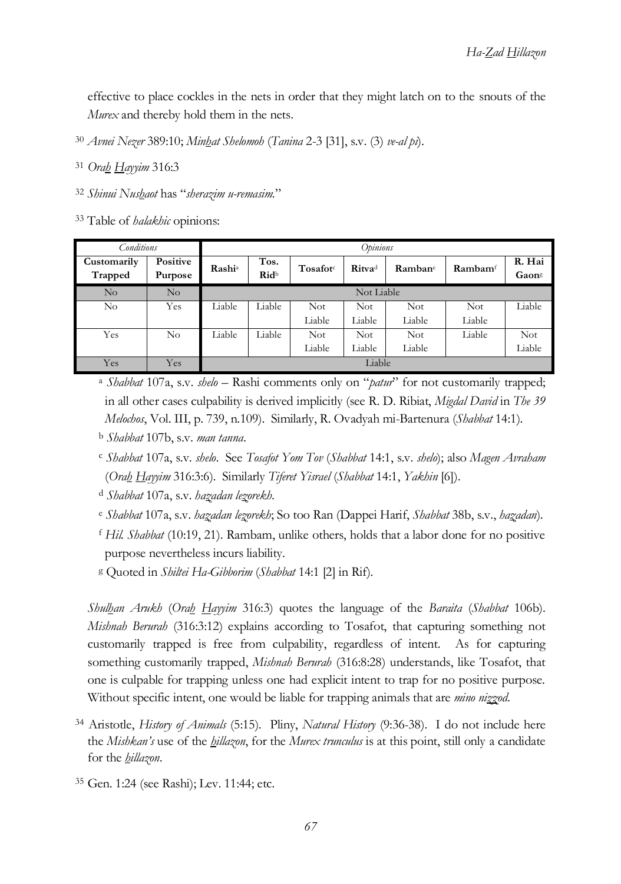effective to place cockles in the nets in order that they might latch on to the snouts of the *Murex* and thereby hold them in the nets.

[30] *Avnei Nezer* 389:10; *Minhat Shelomoh* (*Tanina* 2-3 [31], s.v. (3) *ve-al pi*).

[31] *Orah Hayyim* 316:3

[32] *Shinui Nushaot* has "*sherazim u-remasim.*"

[33] Table of *halakhic* opinions:

| *Conditions* | | *Opinions* | | | | | | |
|---|---|---|---|---|---|---|---|---|
| **Customarily Trapped** | **Positive Purpose** | **Rashi**[a] | **Tos. Rid**[b] | **Tosafot**[c] | **Ritva**[d] | **Ramban**[e] | **Rambam**[f] | **R. Hai Gaon**[g] |
| No | No | Not Liable | | | | | | |
| No | Yes | Liable | Liable | Not Liable | Not Liable | Not Liable | Not Liable | Liable |
| Yes | No | Liable | Liable | Not Liable | Not Liable | Not Liable | Liable | Not Liable |
| Yes | Yes | Liable | | | | | | |

[a] *Shabbat* 107a, s.v. *shelo* – Rashi comments only on "*patur*" for not customarily trapped; in all other cases culpability is derived implicitly (see R. D. Ribiat, *Migdal David* in *The 39 Melochos*, Vol. III, p. 739, n.109). Similarly, R. Ovadyah mi-Bartenura (*Shabbat* 14:1).

[b] *Shabbat* 107b, s.v. *man tanna*.

[c] *Shabbat* 107a, s.v. *shelo*. See *Tosafot Yom Tov* (*Shabbat* 14:1, s.v. *shelo*); also *Magen Avraham* (*Orah Hayyim* 316:3:6). Similarly *Tiferet Yisrael* (*Shabbat* 14:1, *Yakhin* [6]).

[d] *Shabbat* 107a, s.v. *hazadan lezorekh*.

[e] *Shabbat* 107a, s.v. *hazadan lezorekh*; So too Ran (Dappei Harif, *Shabbat* 38b, s.v., *hazadan*).

[f] *Hil. Shabbat* (10:19, 21). Rambam, unlike others, holds that a labor done for no positive purpose nevertheless incurs liability.

[g] Quoted in *Shiltei Ha-Gibborim* (*Shabbat* 14:1 [2] in Rif).

*Shulhan Arukh* (*Orah Hayyim* 316:3) quotes the language of the *Baraita* (*Shabbat* 106b). *Mishnah Berurah* (316:3:12) explains according to Tosafot, that capturing something not customarily trapped is free from culpability, regardless of intent. As for capturing something customarily trapped, *Mishnah Berurah* (316:8:28) understands, like Tosafot, that one is culpable for trapping unless one had explicit intent to trap for no positive purpose. Without specific intent, one would be liable for trapping animals that are *mino nizzod*.

[34] Aristotle, *History of Animals* (5:15). Pliny, *Natural History* (9:36-38). I do not include here the *Mishkan's* use of the *hillazon*, for the *Murex trunculus* is at this point, still only a candidate for the *hillazon*.

[35] Gen. 1:24 (see Rashi); Lev. 11:44; etc.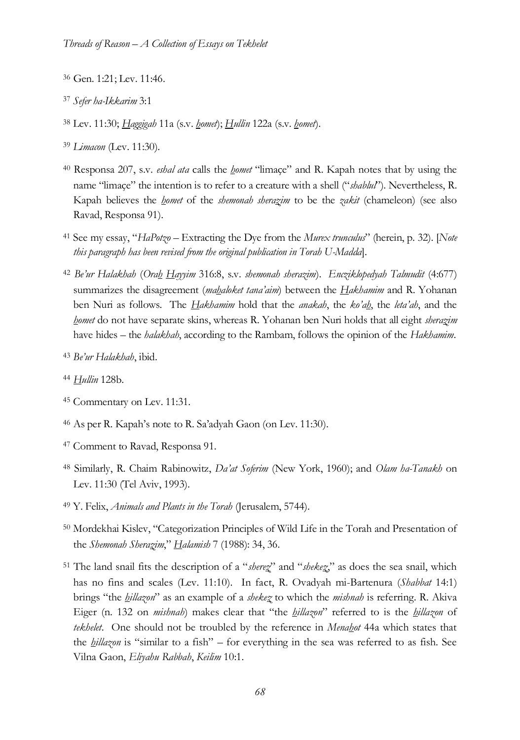[36] Gen. 1:21; Lev. 11:46.

[37] *Sefer ha-Ikkarim* 3:1

[38] Lev. 11:30; *Haggigah* 11a (s.v. *homet*); *Hullin* 122a (s.v. *homet*).

[39] *Limacon* (Lev. 11:30).

[40] Responsa 207, s.v. *eshal ata* calls the *homet* "limaçe" and R. Kapah notes that by using the name "limaçe" the intention is to refer to a creature with a shell ("*shablul*"). Nevertheless, R. Kapah believes the *homet* of the *shemonah sherazim* to be the *zakit* (chameleon) (see also Ravad, Responsa 91).

[41] See my essay, "*HaPotzo* – Extracting the Dye from the *Murex trunculus*" (herein, p. 32). [*Note this paragraph has been revised from the original publication in Torah U-Madda*].

[42] *Be'ur Halakhah* (*Orah Hayyim* 316:8, s.v. *shemonah sherazim*). *Encziklopedyah Talmudit* (4:677) summarizes the disagreement (*mahaloket tana'aim*) between the *Hakhamim* and R. Yohanan ben Nuri as follows. The *Hakhamim* hold that the *anakah*, the *ko'ah*, the *leta'ah*, and the *homet* do not have separate skins, whereas R. Yohanan ben Nuri holds that all eight *sherazim* have hides – the *halakhah*, according to the Rambam, follows the opinion of the *Hakhamim*.

[43] *Be'ur Halakhah*, ibid.

[44] *Hullin* 128b.

[45] Commentary on Lev. 11:31.

[46] As per R. Kapah's note to R. Sa'adyah Gaon (on Lev. 11:30).

[47] Comment to Ravad, Responsa 91.

[48] Similarly, R. Chaim Rabinowitz, *Da'at Soferim* (New York, 1960); and *Olam ha-Tanakh* on Lev. 11:30 (Tel Aviv, 1993).

[49] Y. Felix, *Animals and Plants in the Torah* (Jerusalem, 5744).

[50] Mordekhai Kislev, "Categorization Principles of Wild Life in the Torah and Presentation of the *Shemonah Sherazim*," *Halamish* 7 (1988): 34, 36.

[51] The land snail fits the description of a "*sherez*" and "*shekez*," as does the sea snail, which has no fins and scales (Lev. 11:10). In fact, R. Ovadyah mi-Bartenura (*Shabbat* 14:1) brings "the *hillazon*" as an example of a *shekez* to which the *mishnah* is referring. R. Akiva Eiger (n. 132 on *mishnah*) makes clear that "the *hillazon*" referred to is the *hillazon* of *tekhelet*. One should not be troubled by the reference in *Menahot* 44a which states that the *hillazon* is "similar to a fish" – for everything in the sea was referred to as fish. See Vilna Gaon, *Eliyahu Rabbah*, *Keilim* 10:1.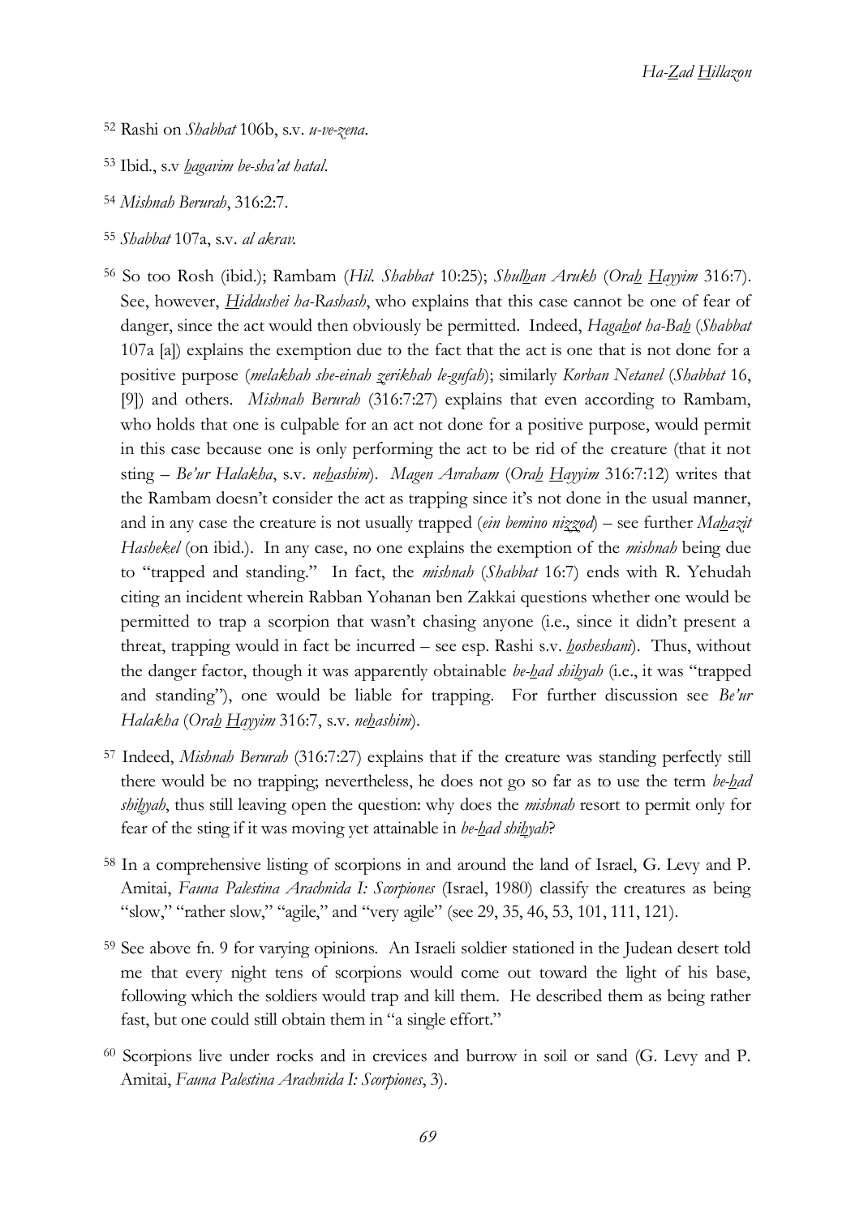[52] Rashi on *Shabbat* 106b, s.v. *u-ve-zena*.

[53] Ibid., s.v *hagavim be-sha'at hatal*.

[54] *Mishnah Berurah*, 316:2:7.

[55] *Shabbat* 107a, s.v. *al akrav*.

[56] So too Rosh (ibid.); Rambam (*Hil. Shabbat* 10:25); *Shulhan Arukh* (*Orah Hayyim* 316:7). See, however, *Hiddushei ha-Rashash*, who explains that this case cannot be one of fear of danger, since the act would then obviously be permitted. Indeed, *Hagahot ha-Bah* (*Shabbat* 107a [a]) explains the exemption due to the fact that the act is one that is not done for a positive purpose (*melakhah she-einah zerikhah le-gufah*); similarly *Korban Netanel* (*Shabbat* 16, [9]) and others. *Mishnah Berurah* (316:7:27) explains that even according to Rambam, who holds that one is culpable for an act not done for a positive purpose, would permit in this case because one is only performing the act to be rid of the creature (that it not sting – *Be'ur Halakha*, s.v. *nehashim*). *Magen Avraham* (*Orah Hayyim* 316:7:12) writes that the Rambam doesn't consider the act as trapping since it's not done in the usual manner, and in any case the creature is not usually trapped (*ein bemino nizzod*) – see further *Mahazit Hashekel* (on ibid.). In any case, no one explains the exemption of the *mishnah* being due to "trapped and standing." In fact, the *mishnah* (*Shabbat* 16:7) ends with R. Yehudah citing an incident wherein Rabban Yohanan ben Zakkai questions whether one would be permitted to trap a scorpion that wasn't chasing anyone (i.e., since it didn't present a threat, trapping would in fact be incurred – see esp. Rashi s.v. *hosheshani*). Thus, without the danger factor, though it was apparently obtainable *be-had shihyah* (i.e., it was "trapped and standing"), one would be liable for trapping. For further discussion see *Be'ur Halakha* (*Orah Hayyim* 316:7, s.v. *nehashim*).

[57] Indeed, *Mishnah Berurah* (316:7:27) explains that if the creature was standing perfectly still there would be no trapping; nevertheless, he does not go so far as to use the term *be-had shihyah*, thus still leaving open the question: why does the *mishnah* resort to permit only for fear of the sting if it was moving yet attainable in *be-had shihyah*?

[58] In a comprehensive listing of scorpions in and around the land of Israel, G. Levy and P. Amitai, *Fauna Palestina Arachnida I: Scorpiones* (Israel, 1980) classify the creatures as being "slow," "rather slow," "agile," and "very agile" (see 29, 35, 46, 53, 101, 111, 121).

[59] See above fn. 9 for varying opinions. An Israeli soldier stationed in the Judean desert told me that every night tens of scorpions would come out toward the light of his base, following which the soldiers would trap and kill them. He described them as being rather fast, but one could still obtain them in "a single effort."

[60] Scorpions live under rocks and in crevices and burrow in soil or sand (G. Levy and P. Amitai, *Fauna Palestina Arachnida I: Scorpiones*, 3).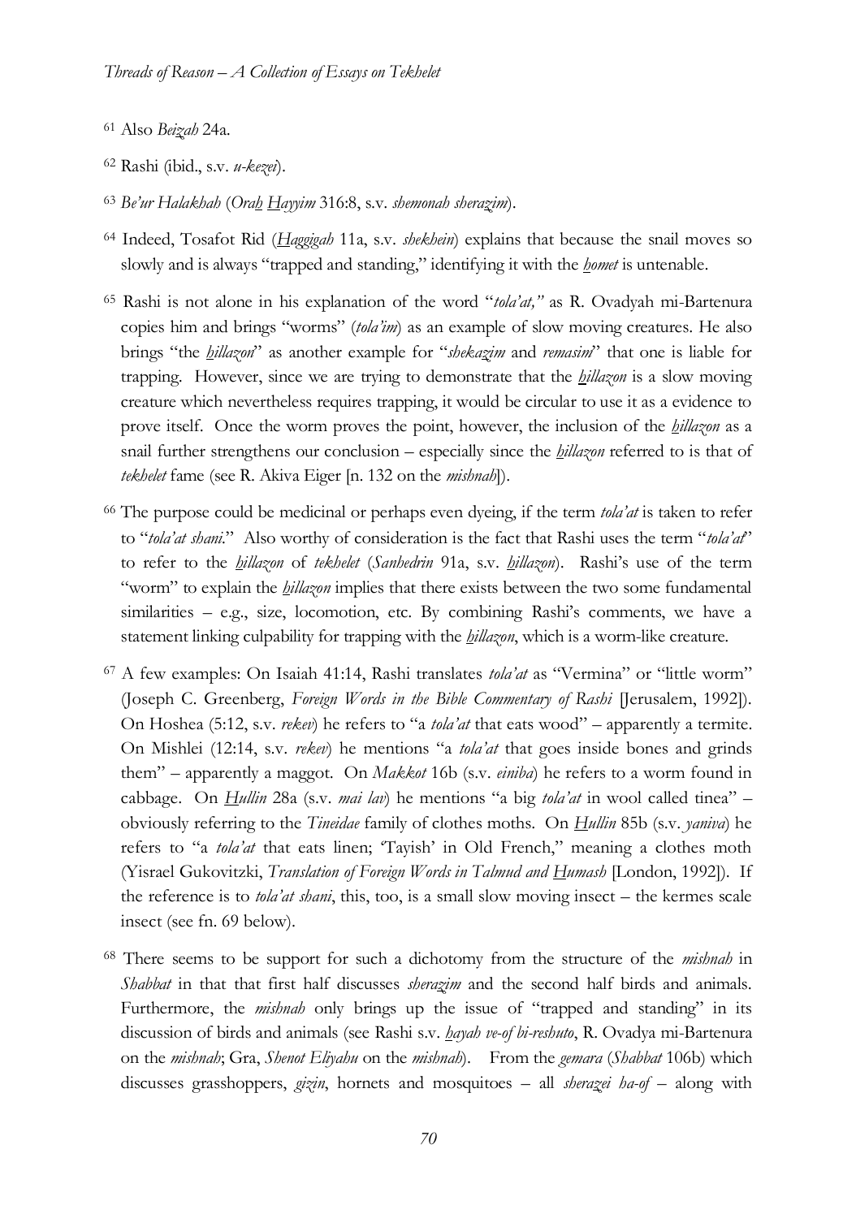[61] Also *Beizah* 24a.

[62] Rashi (ibid., s.v. *u-kezei*).

[63] *Be'ur Halakhah* (*Ora<u>h</u> <u>H</u>ayyim* 316:8, s.v. *shemonah sherazim*).

[64] Indeed, Tosafot Rid (*<u>H</u>aggigah* 11a, s.v. *shekhein*) explains that because the snail moves so slowly and is always "trapped and standing," identifying it with the *<u>h</u>omet* is untenable.

[65] Rashi is not alone in his explanation of the word "*tola'at,"* as R. Ovadyah mi-Bartenura copies him and brings "worms" (*tola'im*) as an example of slow moving creatures. He also brings "the *<u>h</u>illazon*" as another example for "*shekazim* and *remasim*" that one is liable for trapping. However, since we are trying to demonstrate that the *<u>h</u>illazon* is a slow moving creature which nevertheless requires trapping, it would be circular to use it as a evidence to prove itself. Once the worm proves the point, however, the inclusion of the *<u>h</u>illazon* as a snail further strengthens our conclusion – especially since the *<u>h</u>illazon* referred to is that of *tekhelet* fame (see R. Akiva Eiger [n. 132 on the *mishnah*]).

[66] The purpose could be medicinal or perhaps even dyeing, if the term *tola'at* is taken to refer to "*tola'at shani*." Also worthy of consideration is the fact that Rashi uses the term "*tola'at*" to refer to the *<u>h</u>illazon* of *tekhelet* (*Sanhedrin* 91a, s.v. *<u>h</u>illazon*). Rashi's use of the term "worm" to explain the *<u>h</u>illazon* implies that there exists between the two some fundamental similarities – e.g., size, locomotion, etc. By combining Rashi's comments, we have a statement linking culpability for trapping with the *<u>h</u>illazon*, which is a worm-like creature.

[67] A few examples: On Isaiah 41:14, Rashi translates *tola'at* as "Vermina" or "little worm" (Joseph C. Greenberg, *Foreign Words in the Bible Commentary of Rashi* [Jerusalem, 1992]). On Hoshea (5:12, s.v. *rekev*) he refers to "a *tola'at* that eats wood" – apparently a termite. On Mishlei (12:14, s.v. *rekev*) he mentions "a *tola'at* that goes inside bones and grinds them" – apparently a maggot. On *Makkot* 16b (s.v. *einiba*) he refers to a worm found in cabbage. On *<u>H</u>ullin* 28a (s.v. *mai lav*) he mentions "a big *tola'at* in wool called tinea" – obviously referring to the *Tineidae* family of clothes moths. On *<u>H</u>ullin* 85b (s.v. *yaniva*) he refers to "a *tola'at* that eats linen; 'Tayish' in Old French," meaning a clothes moth (Yisrael Gukovitzki, *Translation of Foreign Words in Talmud and <u>H</u>umash* [London, 1992]). If the reference is to *tola'at shani*, this, too, is a small slow moving insect – the kermes scale insect (see fn. 69 below).

[68] There seems to be support for such a dichotomy from the structure of the *mishnah* in *Shabbat* in that that first half discusses *sherazim* and the second half birds and animals. Furthermore, the *mishnah* only brings up the issue of "trapped and standing" in its discussion of birds and animals (see Rashi s.v. *<u>h</u>ayah ve-of bi-reshuto*, R. Ovadya mi-Bartenura on the *mishnah*; Gra, *Shenot Eliyahu* on the *mishnah*). From the *gemara* (*Shabbat* 106b) which discusses grasshoppers, *gizin*, hornets and mosquitoes – all *sherazei ha-of* – along with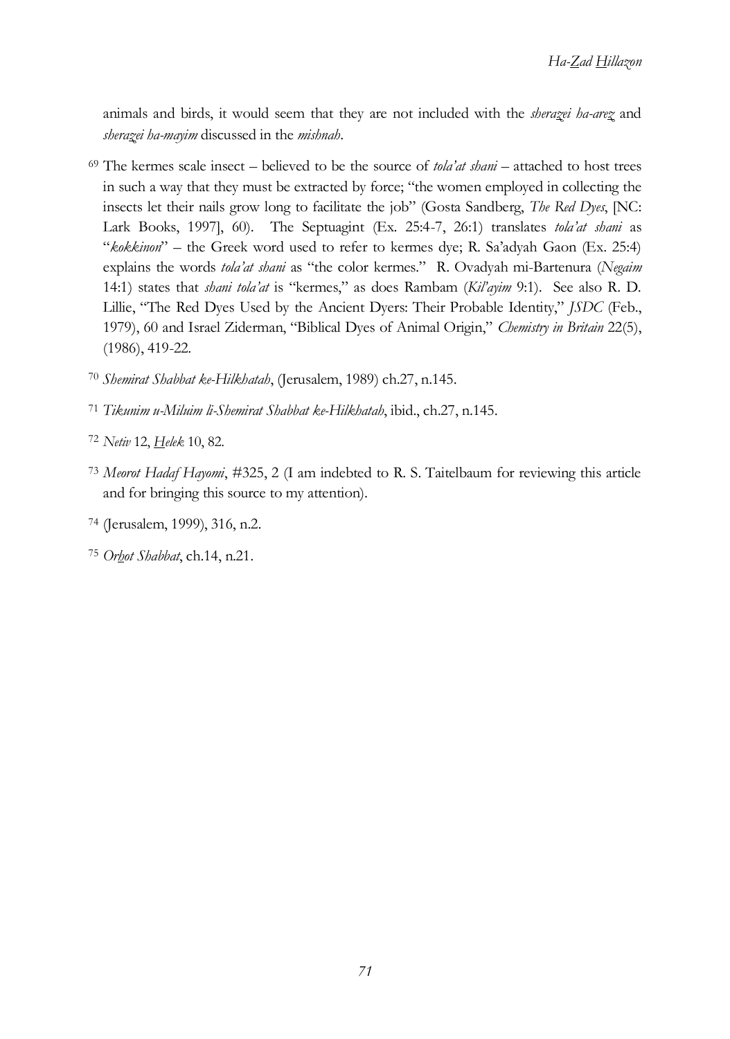animals and birds, it would seem that they are not included with the *sherazei ha-arez* and *sherazei ha-mayim* discussed in the *mishnah*.

[69] The kermes scale insect – believed to be the source of *tola'at shani* – attached to host trees in such a way that they must be extracted by force; "the women employed in collecting the insects let their nails grow long to facilitate the job" (Gosta Sandberg, *The Red Dyes*, [NC: Lark Books, 1997], 60). The Septuagint (Ex. 25:4-7, 26:1) translates *tola'at shani* as "*kokkinon*" – the Greek word used to refer to kermes dye; R. Sa'adyah Gaon (Ex. 25:4) explains the words *tola'at shani* as "the color kermes." R. Ovadyah mi-Bartenura (*Negaim* 14:1) states that *shani tola'at* is "kermes," as does Rambam (*Kil'ayim* 9:1). See also R. D. Lillie, "The Red Dyes Used by the Ancient Dyers: Their Probable Identity," *JSDC* (Feb., 1979), 60 and Israel Ziderman, "Biblical Dyes of Animal Origin," *Chemistry in Britain* 22(5), (1986), 419-22.

[70] *Shemirat Shabbat ke-Hilkhatah*, (Jerusalem, 1989) ch.27, n.145.

[71] *Tikunim u-Miluim li-Shemirat Shabbat ke-Hilkhatah*, ibid., ch.27, n.145.

[72] *Netiv* 12, *Helek* 10, 82.

[73] *Meorot Hadaf Hayomi*, #325, 2 (I am indebted to R. S. Taitelbaum for reviewing this article and for bringing this source to my attention).

[74] (Jerusalem, 1999), 316, n.2.

[75] *Orhot Shabbat*, ch.14, n.21.